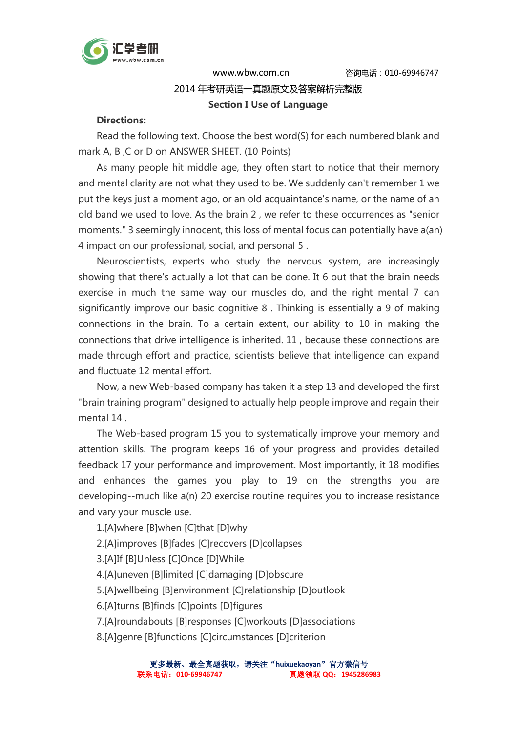2014 年考研英语一真题原文及答案解析完整版

## Section I Use of Language

**Directions:**

Read the following text. Choose the best word(S) for each numbered blank and mark A, B ,C or D on ANSWER SHEET. (10 Points)

As many people hit middle age, they often start to notice that their memory and mental clarity are not what they used to be. We suddenly can't remember 1 we put the keys just a moment ago, or an old acquaintance's name, or the name of an old band we used to love. As the brain 2 , we refer to these occurrences as "senior moments." 3 seemingly innocent, this loss of mental focus can potentially have a(an) 4 impact on our professional, social, and personal 5 .

Neuroscientists, experts who study the nervous system, are increasingly showing that there's actually a lot that can be done. It 6 out that the brain needs exercise in much the same way our muscles do, and the right mental 7 can significantly improve our basic cognitive 8 . Thinking is essentially a 9 of making connections in the brain. To a certain extent, our ability to 10 in making the connections that drive intelligence is inherited. 11 , because these connections are made through effort and practice, scientists believe that intelligence can expand and fluctuate 12 mental effort.

Now, a new Web-based company has taken it a step 13 and developed the first "brain training program" designed to actually help people improve and regain their mental 14 .

The Web-based program 15 you to systematically improve your memory and attention skills. The program keeps 16 of your progress and provides detailed feedback 17 your performance and improvement. Most importantly, it 18 modifies and enhances the games you play to 19 on the strengths you are developing--much like a(n) 20 exercise routine requires you to increase resistance and vary your muscle use.

1.[A]where [B]when [C]that [D]why

2.[A]improves [B]fades [C]recovers [D]collapses

3.[A]If [B]Unless [C]Once [D]While

4.[A]uneven [B]limited [C]damaging [D]obscure

5.[A]wellbeing [B]environment [C]relationship [D]outlook

6.[A]turns [B]finds [C]points [D]figures

7.[A]roundabouts [B]responses [C]workouts [D]associations

8.[A]genre [B]functions [C]circumstances [D]criterion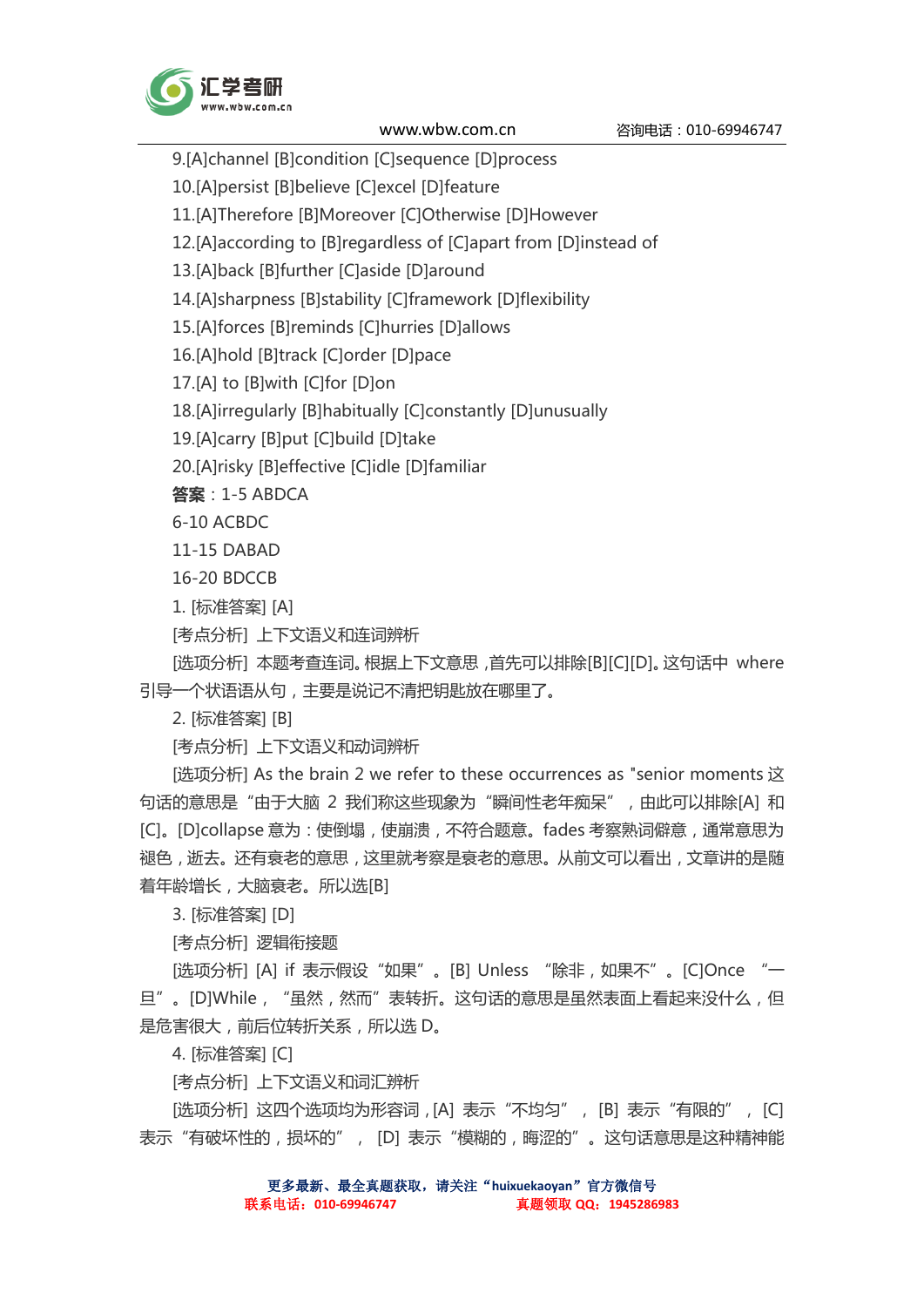9.[A]channel [B]condition [C]sequence [D]process

10.[A]persist [B]believe [C]excel [D]feature

11.[A]Therefore [B]Moreover [C]Otherwise [D]However

12.[A]according to [B]regardless of [C]apart from [D]instead of

13.[A]back [B]further [C]aside [D]around

14.[A]sharpness [B]stability [C]framework [D]flexibility

15.[A]forces [B]reminds [C]hurries [D]allows

16.[A]hold [B]track [C]order [D]pace

17.[A] to [B]with [C]for [D]on

18.[A]irregularly [B]habitually [C]constantly [D]unusually

19.[A]carry [B]put [C]build [D]take

20.[A]risky [B]effective [C]idle [D]familiar

**答案**：1-5 ABDCA

6-10 ACBDC

11-15 DABAD

16-20 BDCCB

1. [标准答案] [A]

[考点分析] 上下文语义和连词辨析

[选项分析] 本题考查连词。根据上下文意思，首先可以排除[B][C][D]。这句话中 where 引导一个状语从句，主要是说记不清把钥匙放在哪里了。

2. [标准答案] [B]

[考点分析] 上下文语义和动词辨析

[选项分析] As the brain 2 we refer to these occurrences as "senior moments 这句话的意思是“由于大脑 2 我们称这些现象为“瞬间性老年痴呆”，由此可以排除[A] 和[C]。[D]collapse 意为：使倒塌，使崩溃，不符合题意。fades 考察熟词僻意，通常意思为褪色，逝去。还有衰老的意思，这里就考察是衰老的意思。从前文可以看出，文章讲的是随着年龄增长，大脑衰老。所以选[B]

3. [标准答案] [D]

[考点分析] 逻辑衔接题

[选项分析] [A] if 表示假设“如果”。[B] Unless “除非，如果不”。[C]Once “一旦”。[D]While，“虽然，然而”表转折。这句话的意思是虽然表面上看起来没什么，但是危害很大，前后位转折关系，所以选 D。

4. [标准答案] [C]

[考点分析] 上下文语义和词汇辨析

[选项分析] 这四个选项均为形容词，[A] 表示“不均匀”，[B] 表示“有限的”，[C] 表示“有破坏性的，损坏的”，[D] 表示“模糊的，晦涩的”。这句话意思是这种精神能

更多最新、最全真题获取，请关注“huixuekaoyan”官方微信号

联系电话：010-69946747　　　　真题领取 QQ：1945286983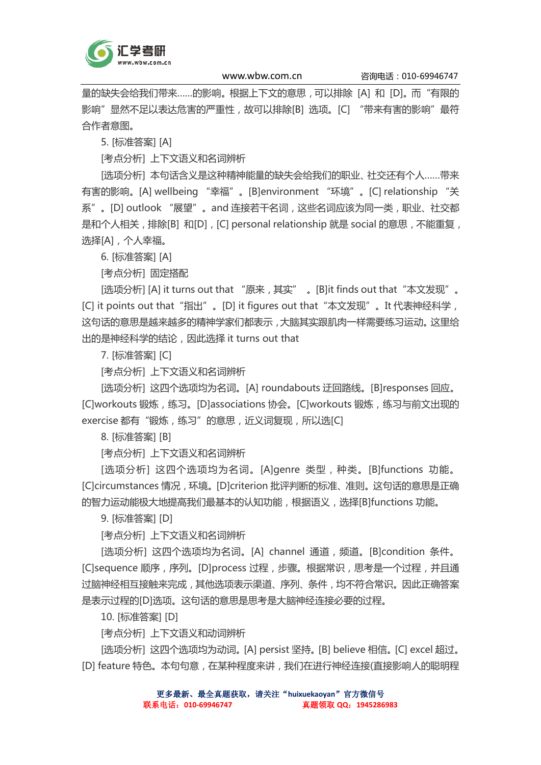量的缺失会给我们带来......的影响。根据上下文的意思，可以排除 [A] 和 [D]。而"有限的影响"显然不足以表达危害的严重性，故可以排除[B] 选项。[C] "带来有害的影响"最符合作者意图。

5. [标准答案] [A]

[考点分析] 上下文语义和名词辨析

[选项分析] 本句话含义是这种精神能量的缺失会给我们的职业、社交还有个人......带来有害的影响。[A] wellbeing "幸福"。[B]environment "环境"。[C] relationship "关系"。[D] outlook "展望"。and 连接若干名词，这些名词应该为同一类，职业、社交都是和个人相关，排除[B] 和[D]，[C] personal relationship 就是 social 的意思，不能重复，选择[A]，个人幸福。

6. [标准答案] [A]

[考点分析] 固定搭配

[选项分析] [A] it turns out that "原来，其实"。[B]it finds out that "本文发现"。[C] it points out that "指出"。[D] it figures out that "本文发现"。It 代表神经科学，这句话的意思是越来越多的精神学家们都表示，大脑其实跟肌肉一样需要练习运动。这里给出的是神经科学的结论，因此选择 it turns out that

7. [标准答案] [C]

[考点分析] 上下文语义和名词辨析

[选项分析] 这四个选项均为名词。[A] roundabouts 迂回路线。[B]responses 回应。[C]workouts 锻炼，练习。[D]associations 协会。[C]workouts 锻炼，练习与前文出现的 exercise 都有"锻炼，练习"的意思，近义词复现，所以选[C]

8. [标准答案] [B]

[考点分析] 上下文语义和名词辨析

[选项分析] 这四个选项均为名词。[A]genre 类型，种类。[B]functions 功能。[C]circumstances 情况，环境。[D]criterion 批评判断的标准、准则。这句话的意思是正确的智力运动能极大地提高我们最基本的认知功能，根据语义，选择[B]functions 功能。

9. [标准答案] [D]

[考点分析] 上下文语义和名词辨析

[选项分析] 这四个选项均为名词。[A] channel 通道，频道。[B]condition 条件。[C]sequence 顺序，序列。[D]process 过程，步骤。根据常识，思考是一个过程，并且通过脑神经相互接触来完成，其他选项表示渠道、序列、条件，均不符合常识。因此正确答案是表示过程的[D]选项。这句话的意思是思考是大脑神经连接必要的过程。

10. [标准答案] [D]

[考点分析] 上下文语义和动词辨析

[选项分析] 这四个选项均为动词。[A] persist 坚持。[B] believe 相信。[C] excel 超过。[D] feature 特色。本句句意，在某种程度来讲，我们在进行神经连接(直接影响人的聪明程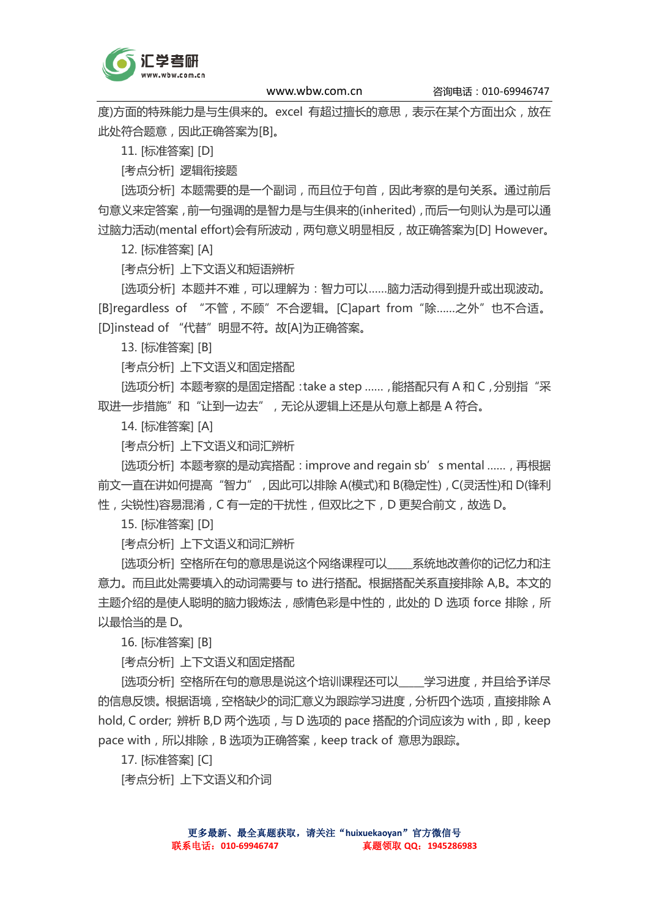度)方面的特殊能力是与生俱来的。excel 有超过擅长的意思，表示在某个方面出众，放在此处符合题意，因此正确答案为[B]。

11. [标准答案] [D]

[考点分析] 逻辑衔接题

[选项分析] 本题需要的是一个副词，而且位于句首，因此考察的是句关系。通过前后句意义来定答案，前一句强调的是智力是与生俱来的(inherited)，而后一句则认为是可以通过脑力活动(mental effort)会有所波动，两句意义明显相反，故正确答案为[D] However。

12. [标准答案] [A]

[考点分析] 上下文语义和短语辨析

[选项分析] 本题并不难，可以理解为：智力可以......脑力活动得到提升或出现波动。[B]regardless of "不管，不顾"不合逻辑。[C]apart from "除......之外"也不合适。[D]instead of "代替"明显不符。故[A]为正确答案。

13. [标准答案] [B]

[考点分析] 上下文语义和固定搭配

[选项分析] 本题考察的是固定搭配：take a step ......，能搭配只有 A 和 C，分别指"采取进一步措施"和"让到一边去"，无论从逻辑上还是从句意上都是 A 符合。

14. [标准答案] [A]

[考点分析] 上下文语义和词汇辨析

[选项分析] 本题考察的是动宾搭配：improve and regain sb's mental ......，再根据前文一直在讲如何提高"智力"，因此可以排除 A(模式)和 B(稳定性)，C(灵活性)和 D(锋利性，尖锐性)容易混淆，C 有一定的干扰性，但双比之下，D 更契合前文，故选 D。

15. [标准答案] [D]

[考点分析] 上下文语义和词汇辨析

[选项分析] 空格所在句的意思是说这个网络课程可以____系统地改善你的记忆力和注意力。而且此处需要填入的动词需要与 to 进行搭配。根据搭配关系直接排除 A,B。本文的主题介绍的是使人聪明的脑力锻炼法，感情色彩是中性的，此处的 D 选项 force 排除，所以最恰当的是 D。

16. [标准答案] [B]

[考点分析] 上下文语义和固定搭配

[选项分析] 空格所在句的意思是说这个培训课程还可以____学习进度，并且给予详尽的信息反馈。根据语境，空格缺少的词汇意义为跟踪学习进度，分析四个选项，直接排除 A hold, C order; 辨析 B,D 两个选项，与 D 选项的 pace 搭配的介词应该为 with，即，keep pace with，所以排除，B 选项为正确答案，keep track of 意思为跟踪。

17. [标准答案] [C]

[考点分析] 上下文语义和介词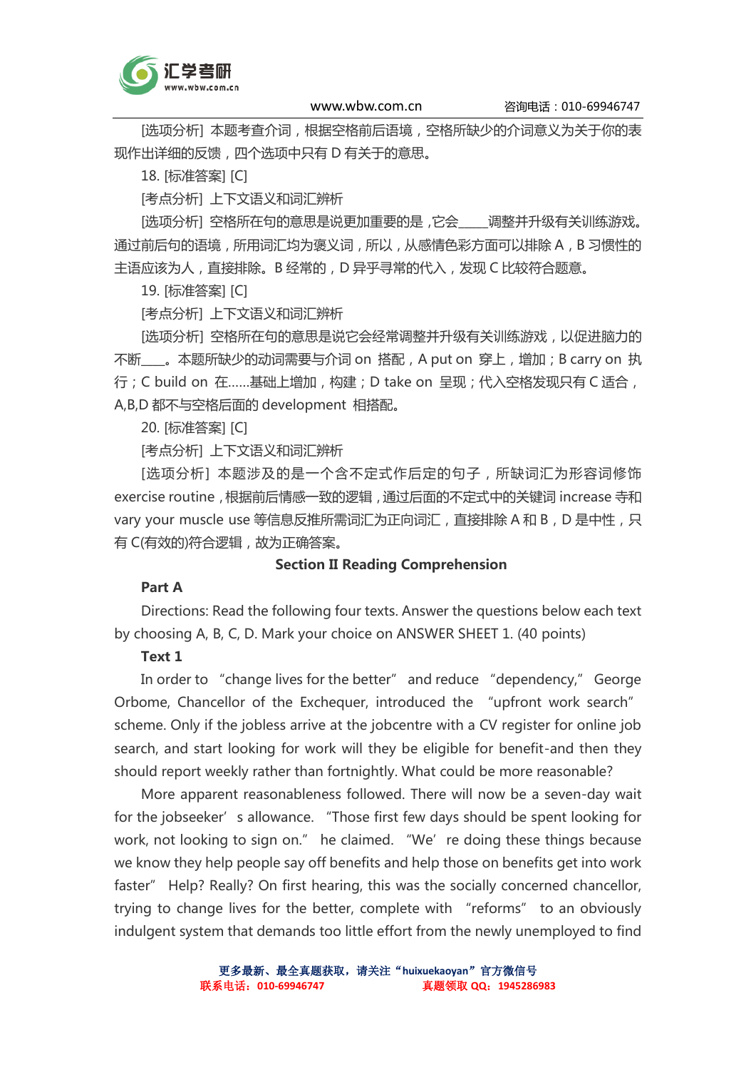[选项分析] 本题考查介词，根据空格前后语境，空格所缺少的介词意义为关于你的表现作出详细的反馈，四个选项中只有 D 有关于的意思。

18. [标准答案] [C]

[考点分析] 上下文语义和词汇辨析

[选项分析] 空格所在句的意思是说更加重要的是，它会____调整并升级有关训练游戏。通过前后句的语境，所用词汇均为褒义词，所以，从感情色彩方面可以排除 A，B 习惯性的主语应该为人，直接排除。B 经常的，D 异乎寻常的代入，发现 C 比较符合题意。

19. [标准答案] [C]

[考点分析] 上下文语义和词汇辨析

[选项分析] 空格所在句的意思是说它会经常调整并升级有关训练游戏，以促进脑力的不断____。本题所缺少的动词需要与介词 on 搭配，A put on 穿上，增加；B carry on 执行；C build on 在……基础上增加，构建；D take on 呈现；代入空格发现只有 C 适合，A,B,D 都不与空格后面的 development 相搭配。

20. [标准答案] [C]

[考点分析] 上下文语义和词汇辨析

[选项分析] 本题涉及的是一个含不定式作后定的句子，所缺词汇为形容词修饰 exercise routine，根据前后情感一致的逻辑，通过后面的不定式中的关键词 increase 寺和 vary your muscle use 等信息反推所需词汇为正向词汇，直接排除 A 和 B，D 是中性，只有 C(有效的)符合逻辑，故为正确答案。

## Section II Reading Comprehension

### Part A

Directions: Read the following four texts. Answer the questions below each text by choosing A, B, C, D. Mark your choice on ANSWER SHEET 1. (40 points)

### Text 1

In order to "change lives for the better" and reduce "dependency," George Orbome, Chancellor of the Exchequer, introduced the "upfront work search" scheme. Only if the jobless arrive at the jobcentre with a CV register for online job search, and start looking for work will they be eligible for benefit-and then they should report weekly rather than fortnightly. What could be more reasonable?

More apparent reasonableness followed. There will now be a seven-day wait for the jobseeker' s allowance. "Those first few days should be spent looking for work, not looking to sign on." he claimed. "We' re doing these things because we know they help people say off benefits and help those on benefits get into work faster" Help? Really? On first hearing, this was the socially concerned chancellor, trying to change lives for the better, complete with "reforms" to an obviously indulgent system that demands too little effort from the newly unemployed to find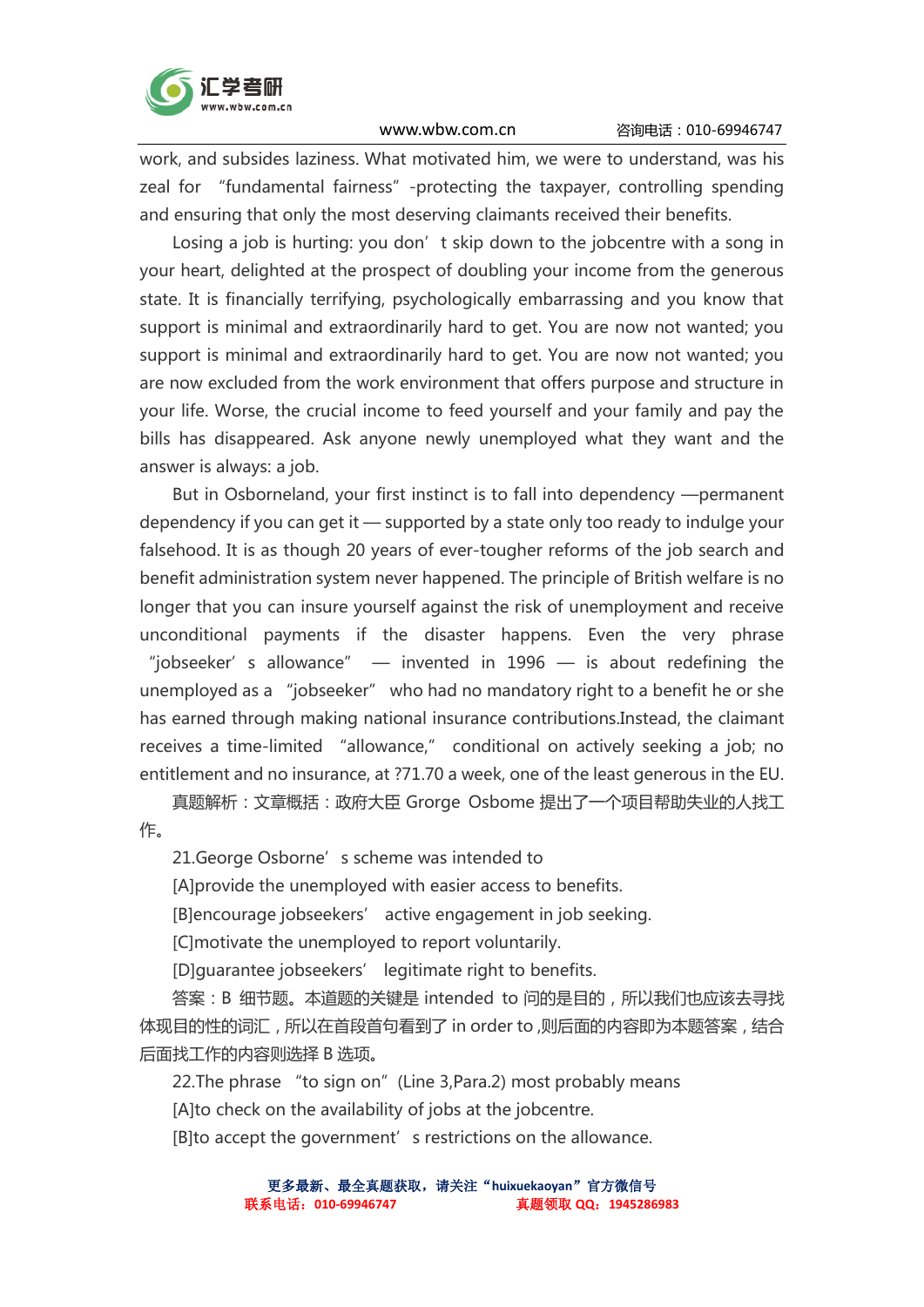work, and subsides laziness. What motivated him, we were to understand, was his zeal for "fundamental fairness" -protecting the taxpayer, controlling spending and ensuring that only the most deserving claimants received their benefits.

Losing a job is hurting: you don't skip down to the jobcentre with a song in your heart, delighted at the prospect of doubling your income from the generous state. It is financially terrifying, psychologically embarrassing and you know that support is minimal and extraordinarily hard to get. You are now not wanted; you support is minimal and extraordinarily hard to get. You are now not wanted; you are now excluded from the work environment that offers purpose and structure in your life. Worse, the crucial income to feed yourself and your family and pay the bills has disappeared. Ask anyone newly unemployed what they want and the answer is always: a job.

But in Osborneland, your first instinct is to fall into dependency —permanent dependency if you can get it — supported by a state only too ready to indulge your falsehood. It is as though 20 years of ever-tougher reforms of the job search and benefit administration system never happened. The principle of British welfare is no longer that you can insure yourself against the risk of unemployment and receive unconditional payments if the disaster happens. Even the very phrase "jobseeker's allowance" — invented in 1996 — is about redefining the unemployed as a "jobseeker" who had no mandatory right to a benefit he or she has earned through making national insurance contributions.Instead, the claimant receives a time-limited "allowance," conditional on actively seeking a job; no entitlement and no insurance, at ?71.70 a week, one of the least generous in the EU.

真题解析：文章概括：政府大臣 Grorge Osbome 提出了一个项目帮助失业的人找工作。

21.George Osborne's scheme was intended to

[A]provide the unemployed with easier access to benefits.

[B]encourage jobseekers' active engagement in job seeking.

[C]motivate the unemployed to report voluntarily.

[D]guarantee jobseekers' legitimate right to benefits.

答案：B 细节题。本道题的关键是 intended to 问的是目的，所以我们也应该去寻找体现目的性的词汇，所以在首段首句看到了 in order to ,则后面的内容即为本题答案，结合后面找工作的内容则选择 B 选项。

22.The phrase "to sign on"(Line 3,Para.2) most probably means

[A]to check on the availability of jobs at the jobcentre.

[B]to accept the government's restrictions on the allowance.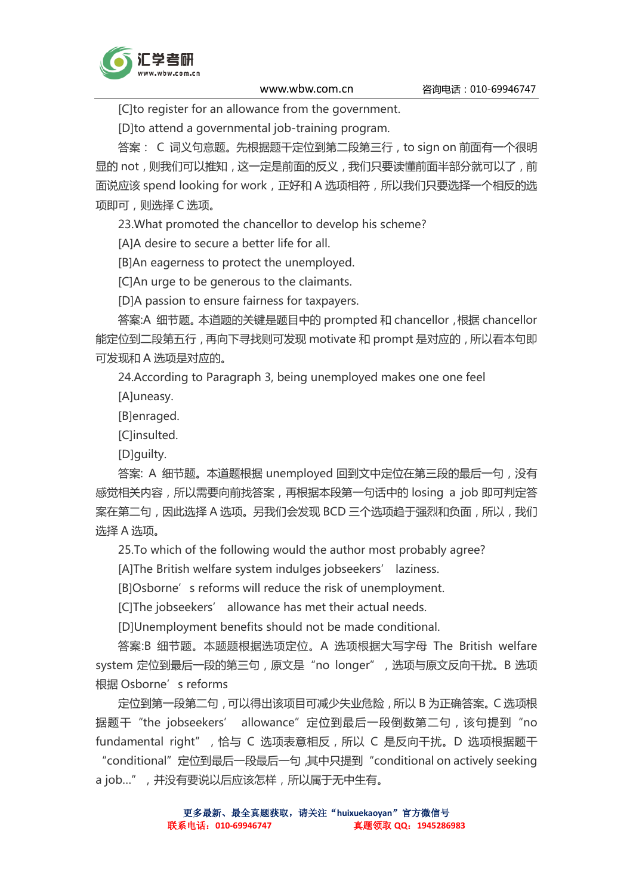[C]to register for an allowance from the government.

[D]to attend a governmental job-training program.

答案： C 词义句意题。先根据题干定位到第二段第三行，to sign on 前面有一个很明显的 not，则我们可以推知，这一定是前面的反义，我们只要读懂前面半部分就可以了，前面说应该 spend looking for work，正好和 A 选项相符，所以我们只要选择一个相反的选项即可，则选择 C 选项。

23.What promoted the chancellor to develop his scheme?

[A]A desire to secure a better life for all.

[B]An eagerness to protect the unemployed.

[C]An urge to be generous to the claimants.

[D]A passion to ensure fairness for taxpayers.

答案:A 细节题。本道题的关键是题目中的 prompted 和 chancellor，根据 chancellor 能定位到二段第五行，再向下寻找则可发现 motivate 和 prompt 是对应的，所以看本句即可发现和 A 选项是对应的。

24.According to Paragraph 3, being unemployed makes one one feel

[A]uneasy.

[B]enraged.

[C]insulted.

[D]guilty.

答案: A 细节题。本道题根据 unemployed 回到文中定位在第三段的最后一句，没有感觉相关内容，所以需要向前找答案，再根据本段第一句话中的 losing a job 即可判定答案在第二句，因此选择 A 选项。另我们会发现 BCD 三个选项趋于强烈和负面，所以，我们选择 A 选项。

25.To which of the following would the author most probably agree?

[A]The British welfare system indulges jobseekers’ laziness.

[B]Osborne’s reforms will reduce the risk of unemployment.

[C]The jobseekers’ allowance has met their actual needs.

[D]Unemployment benefits should not be made conditional.

答案:B 细节题。本题题根据选项定位。A 选项根据大写字母 The British welfare system 定位到最后一段的第三句，原文是“no longer”，选项与原文反向干扰。B 选项根据 Osborne’s reforms

定位到第一段第二句，可以得出该项目可减少失业危险，所以 B 为正确答案。C 选项根据题干“the jobseekers’ allowance”定位到最后一段倒数第二句，该句提到“no fundamental right”，恰与 C 选项表意相反，所以 C 是反向干扰。D 选项根据题干“conditional”定位到最后一段最后一句，其中只提到“conditional on actively seeking a job...”，并没有要说以后应该怎样，所以属于无中生有。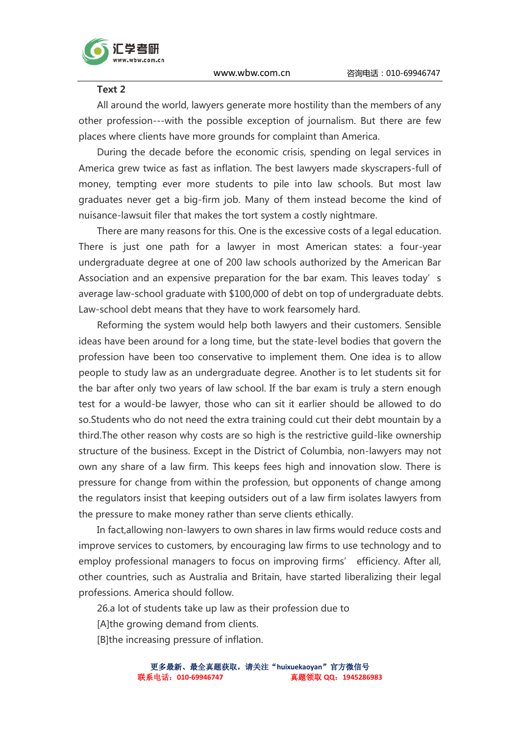**Text 2**

All around the world, lawyers generate more hostility than the members of any other profession---with the possible exception of journalism. But there are few places where clients have more grounds for complaint than America.

During the decade before the economic crisis, spending on legal services in America grew twice as fast as inflation. The best lawyers made skyscrapers-full of money, tempting ever more students to pile into law schools. But most law graduates never get a big-firm job. Many of them instead become the kind of nuisance-lawsuit filer that makes the tort system a costly nightmare.

There are many reasons for this. One is the excessive costs of a legal education. There is just one path for a lawyer in most American states: a four-year undergraduate degree at one of 200 law schools authorized by the American Bar Association and an expensive preparation for the bar exam. This leaves today' s average law-school graduate with $100,000 of debt on top of undergraduate debts. Law-school debt means that they have to work fearsomely hard.

Reforming the system would help both lawyers and their customers. Sensible ideas have been around for a long time, but the state-level bodies that govern the profession have been too conservative to implement them. One idea is to allow people to study law as an undergraduate degree. Another is to let students sit for the bar after only two years of law school. If the bar exam is truly a stern enough test for a would-be lawyer, those who can sit it earlier should be allowed to do so.Students who do not need the extra training could cut their debt mountain by a third.The other reason why costs are so high is the restrictive guild-like ownership structure of the business. Except in the District of Columbia, non-lawyers may not own any share of a law firm. This keeps fees high and innovation slow. There is pressure for change from within the profession, but opponents of change among the regulators insist that keeping outsiders out of a law firm isolates lawyers from the pressure to make money rather than serve clients ethically.

In fact,allowing non-lawyers to own shares in law firms would reduce costs and improve services to customers, by encouraging law firms to use technology and to employ professional managers to focus on improving firms' efficiency. After all, other countries, such as Australia and Britain, have started liberalizing their legal professions. America should follow.

26.a lot of students take up law as their profession due to

[A]the growing demand from clients.

[B]the increasing pressure of inflation.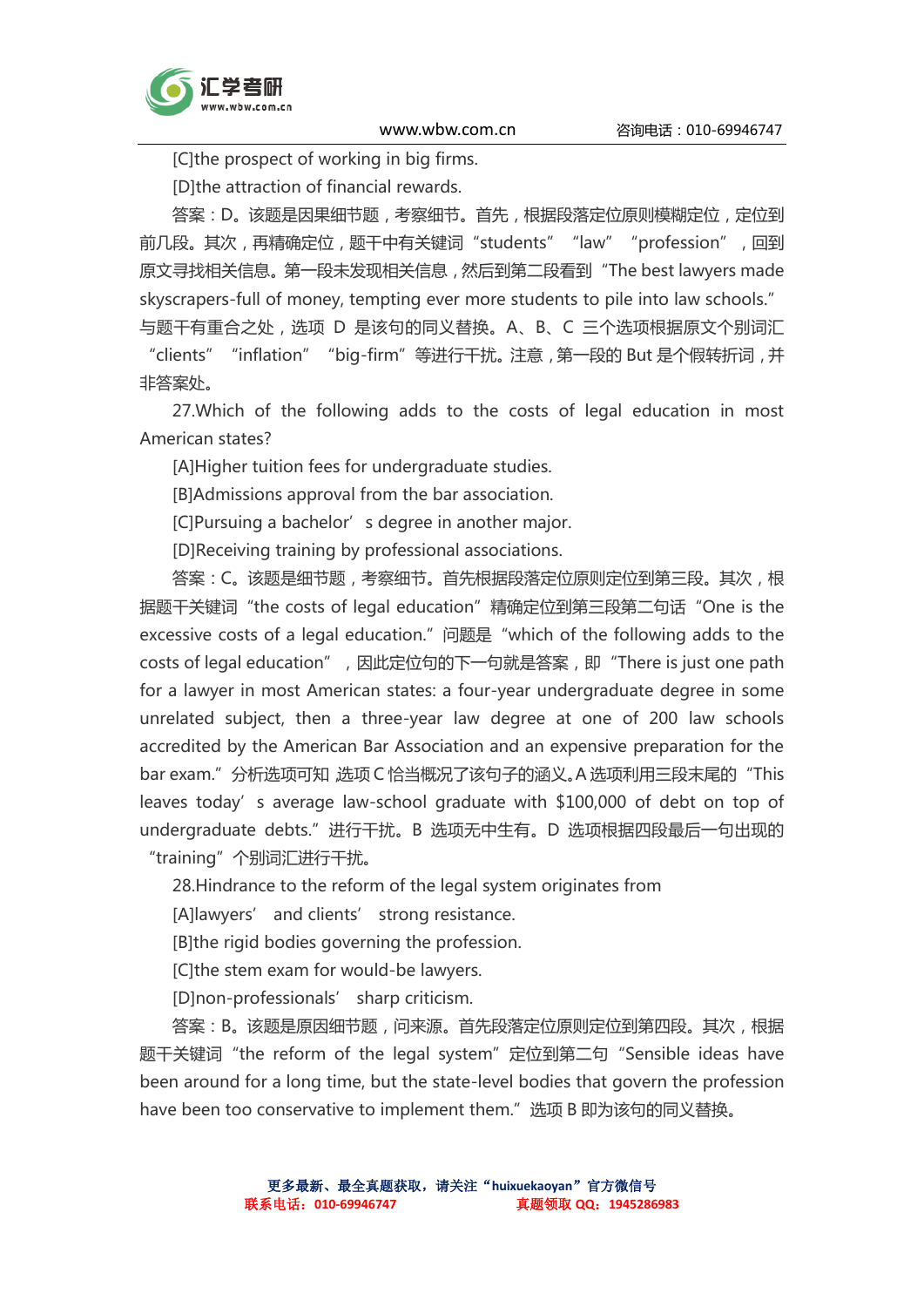[C]the prospect of working in big firms.

[D]the attraction of financial rewards.

答案：D。该题是因果细节题，考察细节。首先，根据段落定位原则模糊定位，定位到前几段。其次，再精确定位，题干中有关键词“students” “law” “profession” ，回到原文寻找相关信息。第一段未发现相关信息，然后到第二段看到“The best lawyers made skyscrapers-full of money, tempting ever more students to pile into law schools.” 与题干有重合之处，选项 D 是该句的同义替换。A、B、C 三个选项根据原文个别词汇 “clients” “inflation” “big-firm”等进行干扰。注意，第一段的 But 是个假转折词，并非答案处。

27.Which of the following adds to the costs of legal education in most American states?

[A]Higher tuition fees for undergraduate studies.

[B]Admissions approval from the bar association.

[C]Pursuing a bachelor’ s degree in another major.

[D]Receiving training by professional associations.

答案：C。该题是细节题，考察细节。首先根据段落定位原则定位到第三段。其次，根据题干关键词“the costs of legal education”精确定位到第三段第二句话“One is the excessive costs of a legal education.”问题是“which of the following adds to the costs of legal education” ，因此定位句的下一句就是答案，即“There is just one path for a lawyer in most American states: a four-year undergraduate degree in some unrelated subject, then a three-year law degree at one of 200 law schools accredited by the American Bar Association and an expensive preparation for the bar exam.”分析选项可知 选项 C 恰当概况了该句子的涵义。A 选项利用三段末尾的“This leaves today’ s average law-school graduate with $100,000 of debt on top of undergraduate debts.”进行干扰。B 选项无中生有。D 选项根据四段最后一句出现的 “training”个别词汇进行干扰。

28.Hindrance to the reform of the legal system originates from

[A]lawyers’ and clients’ strong resistance.

[B]the rigid bodies governing the profession.

[C]the stem exam for would-be lawyers.

[D]non-professionals’ sharp criticism.

答案：B。该题是原因细节题，问来源。首先段落定位原则定位到第四段。其次，根据题干关键词“the reform of the legal system”定位到第二句“Sensible ideas have been around for a long time, but the state-level bodies that govern the profession have been too conservative to implement them.”选项 B 即为该句的同义替换。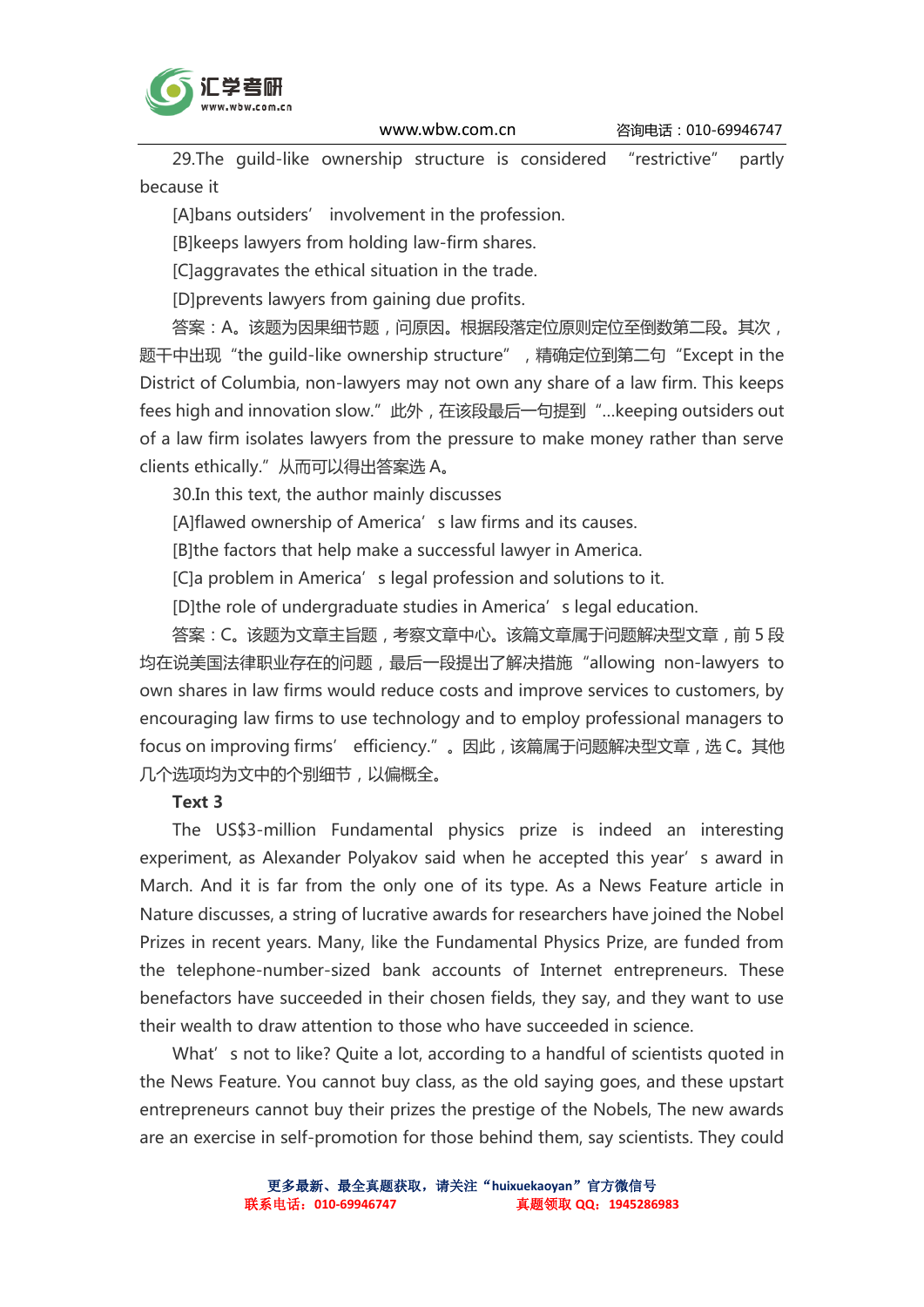29.The guild-like ownership structure is considered "restrictive" partly because it

[A]bans outsiders' involvement in the profession.

[B]keeps lawyers from holding law-firm shares.

[C]aggravates the ethical situation in the trade.

[D]prevents lawyers from gaining due profits.

答案：A。该题为因果细节题，问原因。根据段落定位原则定位至倒数第二段。其次，题干中出现"the guild-like ownership structure"，精确定位到第二句"Except in the District of Columbia, non-lawyers may not own any share of a law firm. This keeps fees high and innovation slow."此外，在该段最后一句提到"...keeping outsiders out of a law firm isolates lawyers from the pressure to make money rather than serve clients ethically."从而可以得出答案选 A。

30.In this text, the author mainly discusses

[A]flawed ownership of America's law firms and its causes.

[B]the factors that help make a successful lawyer in America.

[C]a problem in America's legal profession and solutions to it.

[D]the role of undergraduate studies in America's legal education.

答案：C。该题为文章主旨题，考察文章中心。该篇文章属于问题解决型文章，前 5 段均在说美国法律职业存在的问题，最后一段提出了解决措施"allowing non-lawyers to own shares in law firms would reduce costs and improve services to customers, by encouraging law firms to use technology and to employ professional managers to focus on improving firms' efficiency."。因此，该篇属于问题解决型文章，选 C。其他几个选项均为文中的个别细节，以偏概全。

**Text 3**

The US$3-million Fundamental physics prize is indeed an interesting experiment, as Alexander Polyakov said when he accepted this year's award in March. And it is far from the only one of its type. As a News Feature article in Nature discusses, a string of lucrative awards for researchers have joined the Nobel Prizes in recent years. Many, like the Fundamental Physics Prize, are funded from the telephone-number-sized bank accounts of Internet entrepreneurs. These benefactors have succeeded in their chosen fields, they say, and they want to use their wealth to draw attention to those who have succeeded in science.

What's not to like? Quite a lot, according to a handful of scientists quoted in the News Feature. You cannot buy class, as the old saying goes, and these upstart entrepreneurs cannot buy their prizes the prestige of the Nobels, The new awards are an exercise in self-promotion for those behind them, say scientists. They could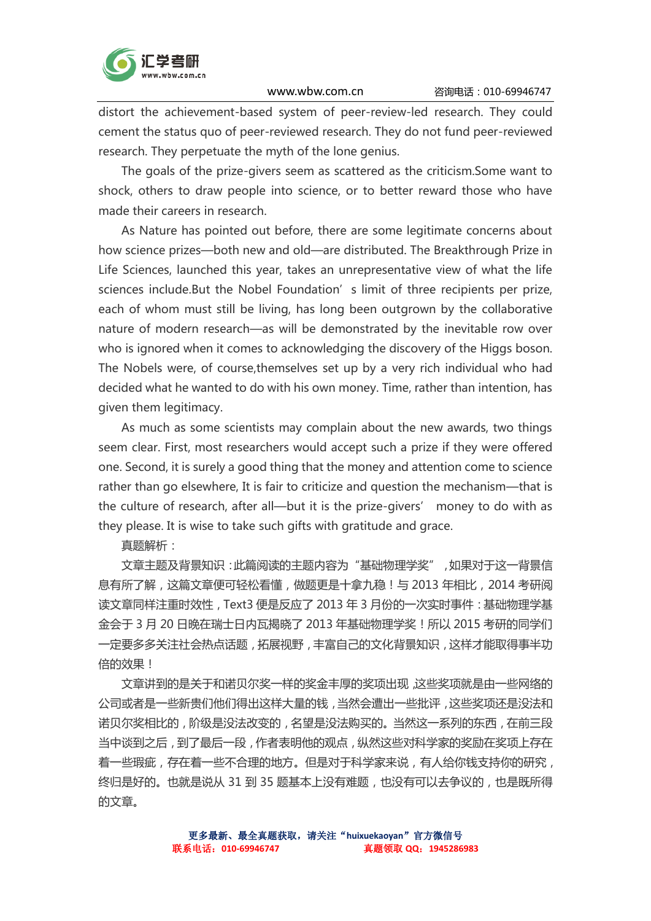distort the achievement-based system of peer-review-led research. They could cement the status quo of peer-reviewed research. They do not fund peer-reviewed research. They perpetuate the myth of the lone genius.

The goals of the prize-givers seem as scattered as the criticism.Some want to shock, others to draw people into science, or to better reward those who have made their careers in research.

As Nature has pointed out before, there are some legitimate concerns about how science prizes—both new and old—are distributed. The Breakthrough Prize in Life Sciences, launched this year, takes an unrepresentative view of what the life sciences include.But the Nobel Foundation' s limit of three recipients per prize, each of whom must still be living, has long been outgrown by the collaborative nature of modern research—as will be demonstrated by the inevitable row over who is ignored when it comes to acknowledging the discovery of the Higgs boson. The Nobels were, of course,themselves set up by a very rich individual who had decided what he wanted to do with his own money. Time, rather than intention, has given them legitimacy.

As much as some scientists may complain about the new awards, two things seem clear. First, most researchers would accept such a prize if they were offered one. Second, it is surely a good thing that the money and attention come to science rather than go elsewhere, It is fair to criticize and question the mechanism—that is the culture of research, after all—but it is the prize-givers' money to do with as they please. It is wise to take such gifts with gratitude and grace.

真题解析：

文章主题及背景知识：此篇阅读的主题内容为“基础物理学奖”，如果对于这一背景信息有所了解，这篇文章便可轻松看懂，做题更是十拿九稳！与 2013 年相比，2014 考研阅读文章同样注重时效性，Text3 便是反应了 2013 年 3 月份的一次实时事件：基础物理学基金会于 3 月 20 日晚在瑞士日内瓦揭晓了 2013 年基础物理学奖！所以 2015 考研的同学们一定要多多关注社会热点话题，拓展视野，丰富自己的文化背景知识，这样才能取得事半功倍的效果！

文章讲到的是关于和诺贝尔奖一样的奖金丰厚的奖项出现，这些奖项就是由一些网络的公司或者是一些新贵们他们得出这样大量的钱，当然会遭出一些批评，这些奖项还是没法和诺贝尔奖相比的，阶级是没法改变的，名望是没法购买的。当然这一系列的东西，在前三段当中谈到之后，到了最后一段，作者表明他的观点，纵然这些对科学家的奖励在奖项上存在着一些瑕疵，存在着一些不合理的地方。但是对于科学家来说，有人给你钱支持你的研究，终归是好的。也就是说从 31 到 35 题基本上没有难题，也没有可以去争议的，也是既所得的文章。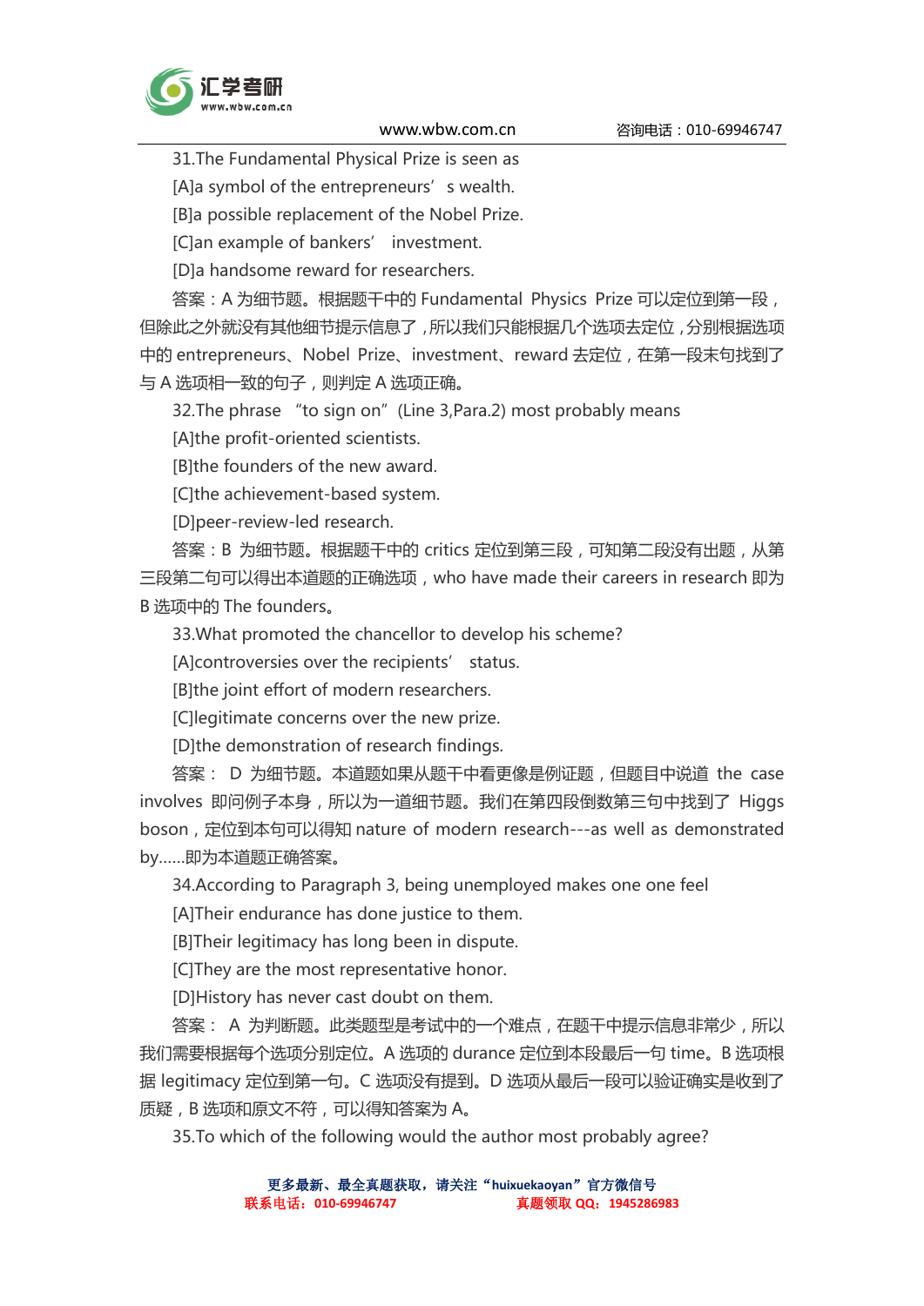31.The Fundamental Physical Prize is seen as

[A]a symbol of the entrepreneurs' s wealth.

[B]a possible replacement of the Nobel Prize.

[C]an example of bankers' investment.

[D]a handsome reward for researchers.

答案：A 为细节题。根据题干中的 Fundamental Physics Prize 可以定位到第一段，但除此之外就没有其他细节提示信息了，所以我们只能根据几个选项去定位，分别根据选项中的 entrepreneurs、Nobel Prize、investment、reward 去定位，在第一段末句找到了与 A 选项相一致的句子，则判定 A 选项正确。

32.The phrase "to sign on"(Line 3,Para.2) most probably means

[A]the profit-oriented scientists.

[B]the founders of the new award.

[C]the achievement-based system.

[D]peer-review-led research.

答案：B 为细节题。根据题干中的 critics 定位到第三段，可知第二段没有出题，从第三段第二句可以得出本道题的正确选项，who have made their careers in research 即为 B 选项中的 The founders。

33.What promoted the chancellor to develop his scheme?

[A]controversies over the recipients' status.

[B]the joint effort of modern researchers.

[C]legitimate concerns over the new prize.

[D]the demonstration of research findings.

答案： D 为细节题。本道题如果从题干中看更像是例证题，但题目中说道 the case involves 即问例子本身，所以为一道细节题。我们在第四段倒数第三句中找到了 Higgs boson，定位到本句可以得知 nature of modern research---as well as demonstrated by......即为本道题正确答案。

34.According to Paragraph 3, being unemployed makes one one feel

[A]Their endurance has done justice to them.

[B]Their legitimacy has long been in dispute.

[C]They are the most representative honor.

[D]History has never cast doubt on them.

答案： A 为判断题。此类题型是考试中的一个难点，在题干中提示信息非常少，所以我们需要根据每个选项分别定位。A 选项的 durance 定位到本段最后一句 time。B 选项根据 legitimacy 定位到第一句。C 选项没有提到。D 选项从最后一段可以验证确实是收到了质疑，B 选项和原文不符，可以得知答案为 A。

35.To which of the following would the author most probably agree?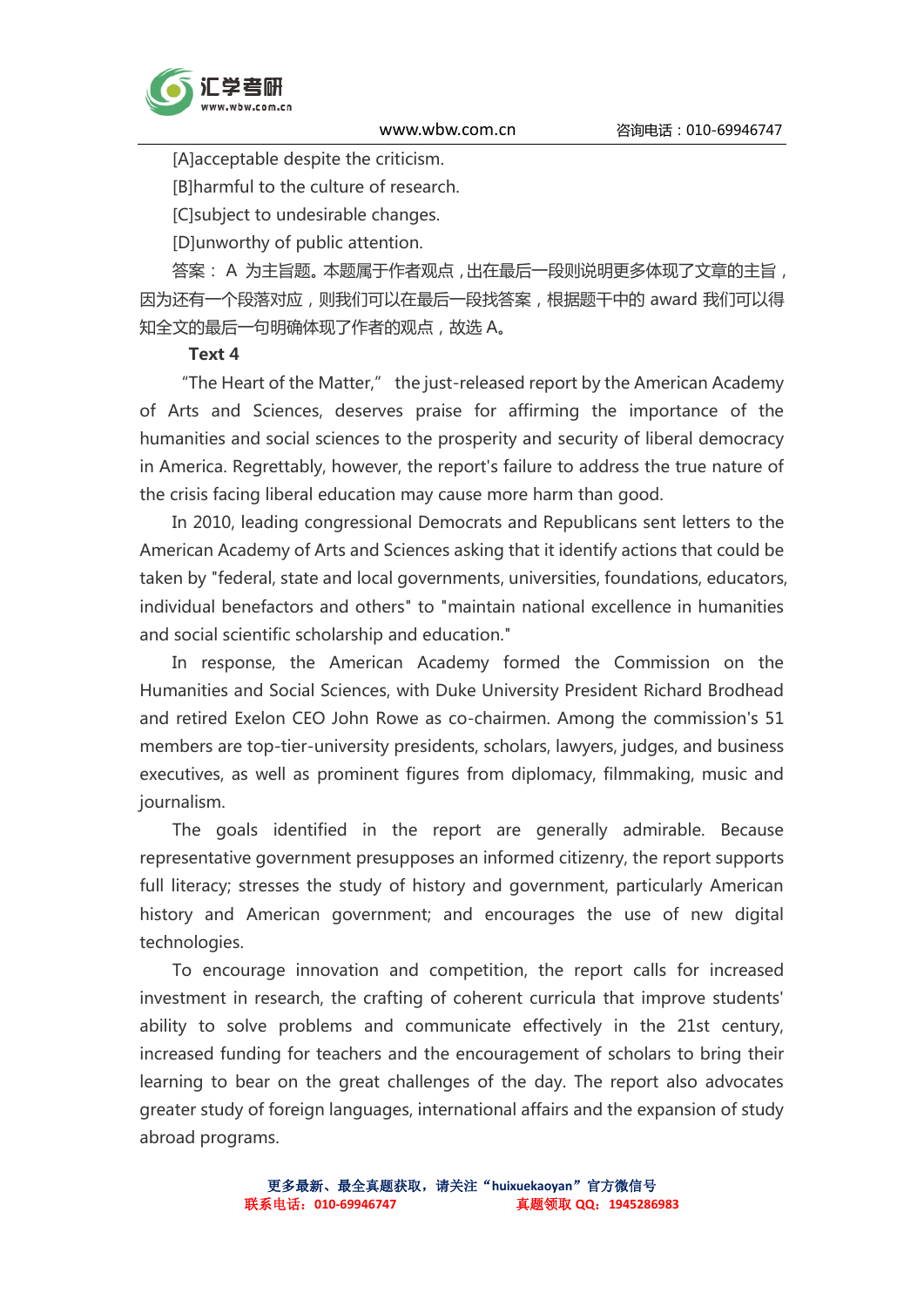[A]acceptable despite the criticism.

[B]harmful to the culture of research.

[C]subject to undesirable changes.

[D]unworthy of public attention.

答案： A 为主旨题。本题属于作者观点，出在最后一段则说明更多体现了文章的主旨，因为还有一个段落对应，则我们可以在最后一段找答案，根据题干中的 award 我们可以得知全文的最后一句明确体现了作者的观点，故选 A。

**Text 4**

“The Heart of the Matter,” the just-released report by the American Academy of Arts and Sciences, deserves praise for affirming the importance of the humanities and social sciences to the prosperity and security of liberal democracy in America. Regrettably, however, the report's failure to address the true nature of the crisis facing liberal education may cause more harm than good.

In 2010, leading congressional Democrats and Republicans sent letters to the American Academy of Arts and Sciences asking that it identify actions that could be taken by "federal, state and local governments, universities, foundations, educators, individual benefactors and others" to "maintain national excellence in humanities and social scientific scholarship and education."

In response, the American Academy formed the Commission on the Humanities and Social Sciences, with Duke University President Richard Brodhead and retired Exelon CEO John Rowe as co-chairmen. Among the commission's 51 members are top-tier-university presidents, scholars, lawyers, judges, and business executives, as well as prominent figures from diplomacy, filmmaking, music and journalism.

The goals identified in the report are generally admirable. Because representative government presupposes an informed citizenry, the report supports full literacy; stresses the study of history and government, particularly American history and American government; and encourages the use of new digital technologies.

To encourage innovation and competition, the report calls for increased investment in research, the crafting of coherent curricula that improve students' ability to solve problems and communicate effectively in the 21st century, increased funding for teachers and the encouragement of scholars to bring their learning to bear on the great challenges of the day. The report also advocates greater study of foreign languages, international affairs and the expansion of study abroad programs.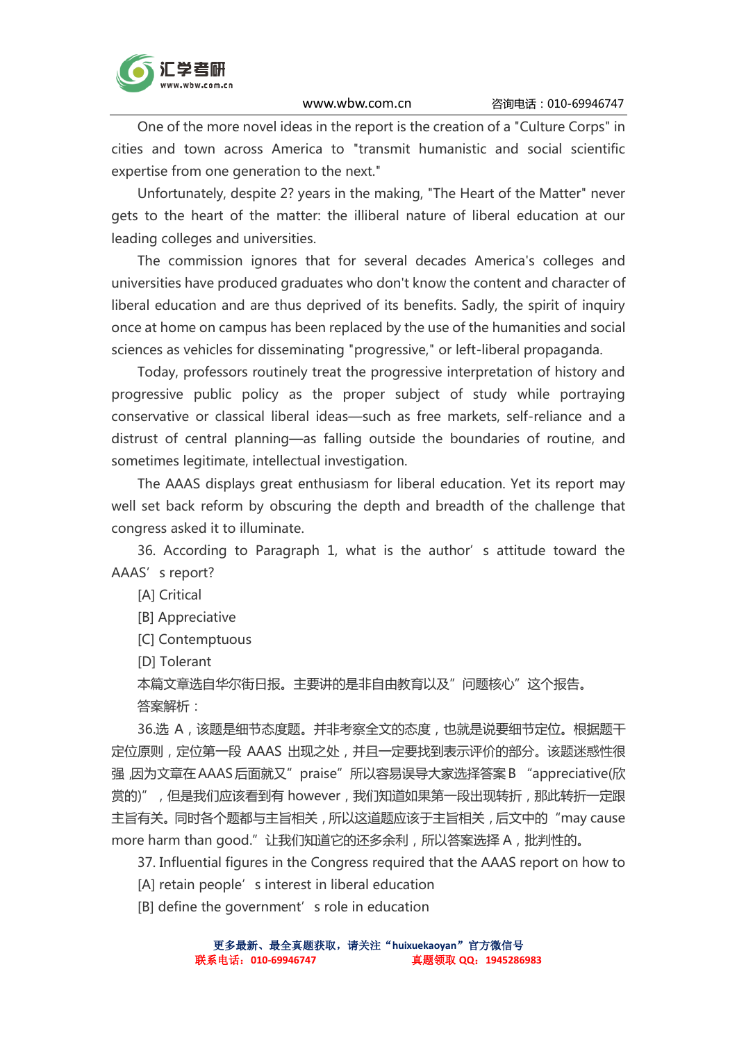One of the more novel ideas in the report is the creation of a "Culture Corps" in cities and town across America to "transmit humanistic and social scientific expertise from one generation to the next."

Unfortunately, despite 2? years in the making, "The Heart of the Matter" never gets to the heart of the matter: the illiberal nature of liberal education at our leading colleges and universities.

The commission ignores that for several decades America's colleges and universities have produced graduates who don't know the content and character of liberal education and are thus deprived of its benefits. Sadly, the spirit of inquiry once at home on campus has been replaced by the use of the humanities and social sciences as vehicles for disseminating "progressive," or left-liberal propaganda.

Today, professors routinely treat the progressive interpretation of history and progressive public policy as the proper subject of study while portraying conservative or classical liberal ideas—such as free markets, self-reliance and a distrust of central planning—as falling outside the boundaries of routine, and sometimes legitimate, intellectual investigation.

The AAAS displays great enthusiasm for liberal education. Yet its report may well set back reform by obscuring the depth and breadth of the challenge that congress asked it to illuminate.

36. According to Paragraph 1, what is the author's attitude toward the AAAS's report?

[A] Critical

[B] Appreciative

[C] Contemptuous

[D] Tolerant

本篇文章选自华尔街日报。主要讲的是非自由教育以及"问题核心"这个报告。

答案解析：

36.选 A，该题是细节态度题。并非考察全文的态度，也就是说要细节定位。根据题干定位原则，定位第一段 AAAS 出现之处，并且一定要找到表示评价的部分。该题迷惑性很强，因为文章在AAAS后面就又"praise"所以容易误导大家选择答案B "appreciative(欣赏的)"，但是我们应该看到有 however，我们知道如果第一段出现转折，那此转折一定跟主旨有关。同时各个题都与主旨相关，所以这道题应该于主旨相关，后文中的"may cause more harm than good."让我们知道它的还多余利，所以答案选择 A，批判性的。

37. Influential figures in the Congress required that the AAAS report on how to

[A] retain people's interest in liberal education

[B] define the government's role in education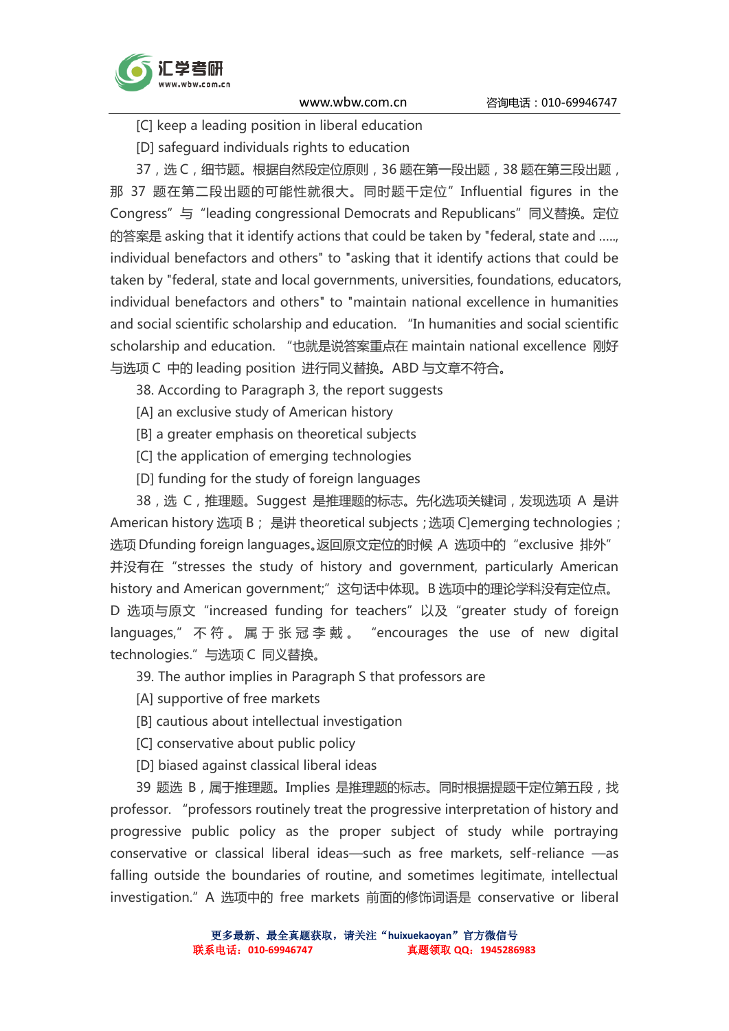[C] keep a leading position in liberal education

[D] safeguard individuals rights to education

37，选 C，细节题。根据自然段定位原则，36 题在第一段出题，38 题在第三段出题，那 37 题在第二段出题的可能性就很大。同时题干定位”Influential figures in the Congress”与“leading congressional Democrats and Republicans”同义替换。定位的答案是 asking that it identify actions that could be taken by "federal, state and .....,individual benefactors and others" to "asking that it identify actions that could be taken by "federal, state and local governments, universities, foundations, educators, individual benefactors and others" to "maintain national excellence in humanities and social scientific scholarship and education. “In humanities and social scientific scholarship and education. “也就是说答案重点在 maintain national excellence 刚好与选项 C 中的 leading position 进行同义替换。ABD 与文章不符合。

38. According to Paragraph 3, the report suggests

[A] an exclusive study of American history

[B] a greater emphasis on theoretical subjects

[C] the application of emerging technologies

[D] funding for the study of foreign languages

38，选 C，推理题。Suggest 是推理题的标志。先化选项关键词，发现选项 A 是讲 American history 选项 B； 是讲 theoretical subjects；选项 C]emerging technologies；选项 Dfunding foreign languages。返回原文定位的时候 ,A 选项中的“exclusive 排外”并没有在“stresses the study of history and government, particularly American history and American government;”这句话中体现。B 选项中的理论学科没有定位点。D 选项与原文“increased funding for teachers”以及“greater study of foreign languages,”不符。属于张冠李戴。“encourages the use of new digital technologies.”与选项 C 同义替换。

39. The author implies in Paragraph S that professors are

[A] supportive of free markets

[B] cautious about intellectual investigation

[C] conservative about public policy

[D] biased against classical liberal ideas

39 题选 B，属于推理题。Implies 是推理题的标志。同时根据提题干定位第五段，找 professor. “professors routinely treat the progressive interpretation of history and progressive public policy as the proper subject of study while portraying conservative or classical liberal ideas—such as free markets, self-reliance —as falling outside the boundaries of routine, and sometimes legitimate, intellectual investigation.” A 选项中的 free markets 前面的修饰词语是 conservative or liberal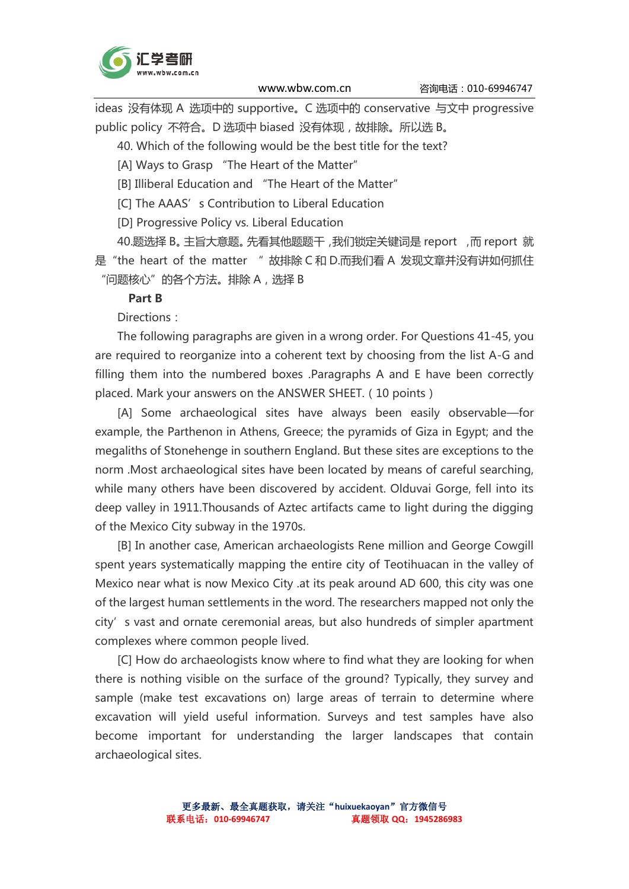ideas 没有体现 A 选项中的 supportive。C 选项中的 conservative 与文中 progressive public policy 不符合。D 选项中 biased 没有体现，故排除。所以选 B。

40. Which of the following would be the best title for the text?

[A] Ways to Grasp "The Heart of the Matter"

[B] Illiberal Education and "The Heart of the Matter"

[C] The AAAS' s Contribution to Liberal Education

[D] Progressive Policy vs. Liberal Education

40.题选择 B。主旨大意题。先看其他题题干，我们锁定关键词是 report ，而 report 就是"the heart of the matter " 故排除 C 和 D.而我们看 A 发现文章并没有讲如何抓住"问题核心"的各个方法。排除 A，选择 B

**Part B**

Directions：

The following paragraphs are given in a wrong order. For Questions 41-45, you are required to reorganize into a coherent text by choosing from the list A-G and filling them into the numbered boxes .Paragraphs A and E have been correctly placed. Mark your answers on the ANSWER SHEET.（10 points）

[A] Some archaeological sites have always been easily observable—for example, the Parthenon in Athens, Greece; the pyramids of Giza in Egypt; and the megaliths of Stonehenge in southern England. But these sites are exceptions to the norm .Most archaeological sites have been located by means of careful searching, while many others have been discovered by accident. Olduvai Gorge, fell into its deep valley in 1911.Thousands of Aztec artifacts came to light during the digging of the Mexico City subway in the 1970s.

[B] In another case, American archaeologists Rene million and George Cowgill spent years systematically mapping the entire city of Teotihuacan in the valley of Mexico near what is now Mexico City .at its peak around AD 600, this city was one of the largest human settlements in the word. The researchers mapped not only the city' s vast and ornate ceremonial areas, but also hundreds of simpler apartment complexes where common people lived.

[C] How do archaeologists know where to find what they are looking for when there is nothing visible on the surface of the ground? Typically, they survey and sample (make test excavations on) large areas of terrain to determine where excavation will yield useful information. Surveys and test samples have also become important for understanding the larger landscapes that contain archaeological sites.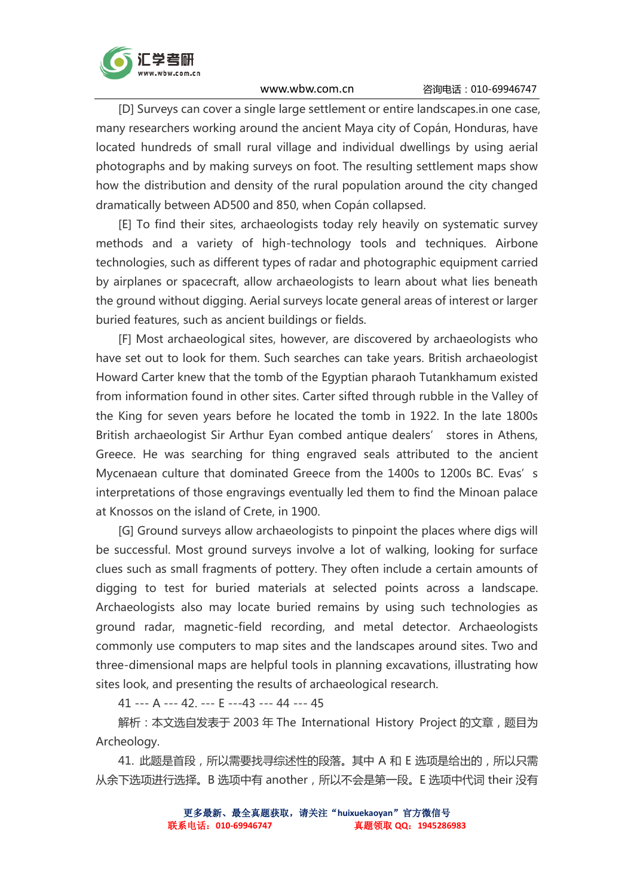[D] Surveys can cover a single large settlement or entire landscapes.in one case, many researchers working around the ancient Maya city of Copán, Honduras, have located hundreds of small rural village and individual dwellings by using aerial photographs and by making surveys on foot. The resulting settlement maps show how the distribution and density of the rural population around the city changed dramatically between AD500 and 850, when Copán collapsed.

[E] To find their sites, archaeologists today rely heavily on systematic survey methods and a variety of high-technology tools and techniques. Airbone technologies, such as different types of radar and photographic equipment carried by airplanes or spacecraft, allow archaeologists to learn about what lies beneath the ground without digging. Aerial surveys locate general areas of interest or larger buried features, such as ancient buildings or fields.

[F] Most archaeological sites, however, are discovered by archaeologists who have set out to look for them. Such searches can take years. British archaeologist Howard Carter knew that the tomb of the Egyptian pharaoh Tutankhamum existed from information found in other sites. Carter sifted through rubble in the Valley of the King for seven years before he located the tomb in 1922. In the late 1800s British archaeologist Sir Arthur Eyan combed antique dealers' stores in Athens, Greece. He was searching for thing engraved seals attributed to the ancient Mycenaean culture that dominated Greece from the 1400s to 1200s BC. Evas' s interpretations of those engravings eventually led them to find the Minoan palace at Knossos on the island of Crete, in 1900.

[G] Ground surveys allow archaeologists to pinpoint the places where digs will be successful. Most ground surveys involve a lot of walking, looking for surface clues such as small fragments of pottery. They often include a certain amounts of digging to test for buried materials at selected points across a landscape. Archaeologists also may locate buried remains by using such technologies as ground radar, magnetic-field recording, and metal detector. Archaeologists commonly use computers to map sites and the landscapes around sites. Two and three-dimensional maps are helpful tools in planning excavations, illustrating how sites look, and presenting the results of archaeological research.

41 --- A --- 42. --- E ---43 --- 44 --- 45

解析：本文选自发表于 2003 年 The International History Project 的文章，题目为 Archeology.

41. 此题是首段，所以需要找寻综述性的段落。其中 A 和 E 选项是给出的，所以只需从余下选项进行选择。B 选项中有 another，所以不会是第一段。E 选项中代词 their 没有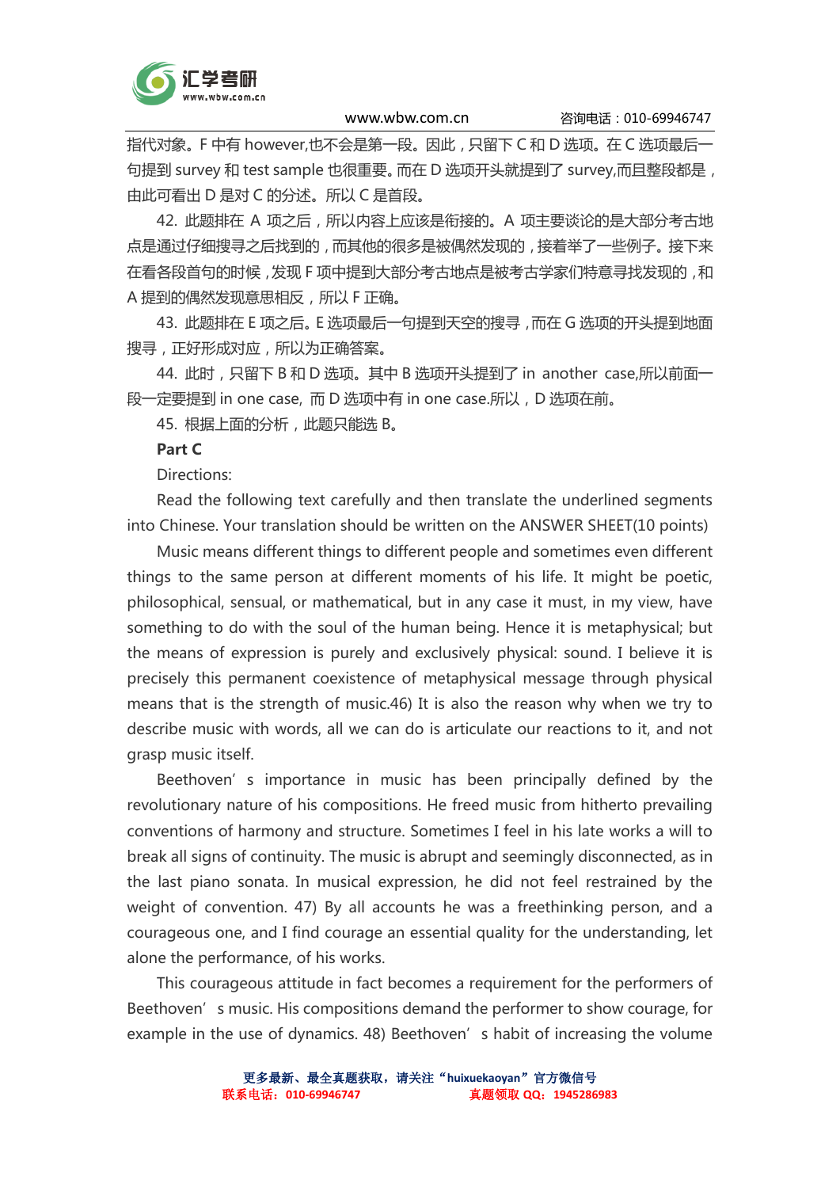指代对象。F 中有 however,也不会是第一段。因此，只留下 C 和 D 选项。在 C 选项最后一句提到 survey 和 test sample 也很重要。而在 D 选项开头就提到了 survey,而且整段都是，由此可看出 D 是对 C 的分述。所以 C 是首段。

42. 此题排在 A 项之后，所以内容上应该是衔接的。A 项主要谈论的是大部分考古地点是通过仔细搜寻之后找到的，而其他的很多是被偶然发现的，接着举了一些例子。接下来在看各段首句的时候，发现 F 项中提到大部分考古地点是被考古学家们特意寻找发现的，和 A 提到的偶然发现意思相反，所以 F 正确。

43. 此题排在 E 项之后。E 选项最后一句提到天空的搜寻，而在 G 选项的开头提到地面搜寻，正好形成对应，所以为正确答案。

44. 此时，只留下 B 和 D 选项。其中 B 选项开头提到了 in another case,所以前面一段一定要提到 in one case, 而 D 选项中有 in one case.所以，D 选项在前。

45. 根据上面的分析，此题只能选 B。

**Part C**

Directions:

Read the following text carefully and then translate the underlined segments into Chinese. Your translation should be written on the ANSWER SHEET(10 points)

Music means different things to different people and sometimes even different things to the same person at different moments of his life. It might be poetic, philosophical, sensual, or mathematical, but in any case it must, in my view, have something to do with the soul of the human being. Hence it is metaphysical; but the means of expression is purely and exclusively physical: sound. I believe it is precisely this permanent coexistence of metaphysical message through physical means that is the strength of music.46) It is also the reason why when we try to describe music with words, all we can do is articulate our reactions to it, and not grasp music itself.

Beethoven’s importance in music has been principally defined by the revolutionary nature of his compositions. He freed music from hitherto prevailing conventions of harmony and structure. Sometimes I feel in his late works a will to break all signs of continuity. The music is abrupt and seemingly disconnected, as in the last piano sonata. In musical expression, he did not feel restrained by the weight of convention. 47) By all accounts he was a freethinking person, and a courageous one, and I find courage an essential quality for the understanding, let alone the performance, of his works.

This courageous attitude in fact becomes a requirement for the performers of Beethoven’s music. His compositions demand the performer to show courage, for example in the use of dynamics. 48) Beethoven’s habit of increasing the volume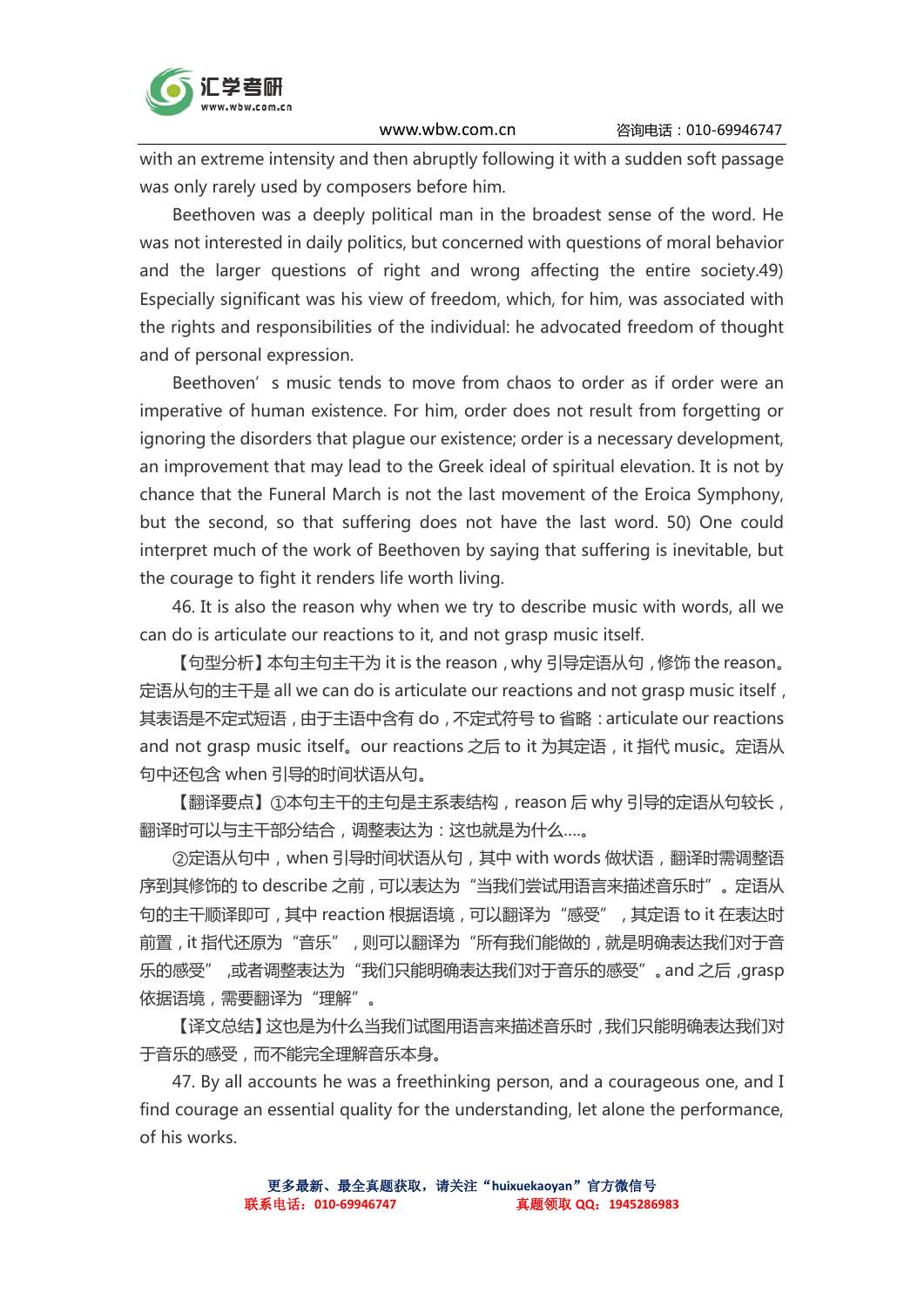with an extreme intensity and then abruptly following it with a sudden soft passage was only rarely used by composers before him.

Beethoven was a deeply political man in the broadest sense of the word. He was not interested in daily politics, but concerned with questions of moral behavior and the larger questions of right and wrong affecting the entire society.49) Especially significant was his view of freedom, which, for him, was associated with the rights and responsibilities of the individual: he advocated freedom of thought and of personal expression.

Beethoven's music tends to move from chaos to order as if order were an imperative of human existence. For him, order does not result from forgetting or ignoring the disorders that plague our existence; order is a necessary development, an improvement that may lead to the Greek ideal of spiritual elevation. It is not by chance that the Funeral March is not the last movement of the Eroica Symphony, but the second, so that suffering does not have the last word. 50) One could interpret much of the work of Beethoven by saying that suffering is inevitable, but the courage to fight it renders life worth living.

46. It is also the reason why when we try to describe music with words, all we can do is articulate our reactions to it, and not grasp music itself.

【句型分析】本句主句主干为 it is the reason，why 引导定语从句，修饰 the reason。定语从句的主干是 all we can do is articulate our reactions and not grasp music itself，其表语是不定式短语，由于主语中含有 do，不定式符号 to 省略：articulate our reactions and not grasp music itself。our reactions 之后 to it 为其定语，it 指代 music。定语从句中还包含 when 引导的时间状语从句。

【翻译要点】①本句主干的主句是主系表结构，reason 后 why 引导的定语从句较长，翻译时可以与主干部分结合，调整表达为：这也就是为什么....。

②定语从句中，when 引导时间状语从句，其中 with words 做状语，翻译时需调整语序到其修饰的 to describe 之前，可以表达为"当我们尝试用语言来描述音乐时"。定语从句的主干顺译即可，其中 reaction 根据语境，可以翻译为"感受"，其定语 to it 在表达时前置，it 指代还原为"音乐"，则可以翻译为"所有我们能做的，就是明确表达我们对于音乐的感受"，或者调整表达为"我们只能明确表达我们对于音乐的感受"。and 之后，grasp 依据语境，需要翻译为"理解"。

【译文总结】这也是为什么当我们试图用语言来描述音乐时，我们只能明确表达我们对于音乐的感受，而不能完全理解音乐本身。

47. By all accounts he was a freethinking person, and a courageous one, and I find courage an essential quality for the understanding, let alone the performance, of his works.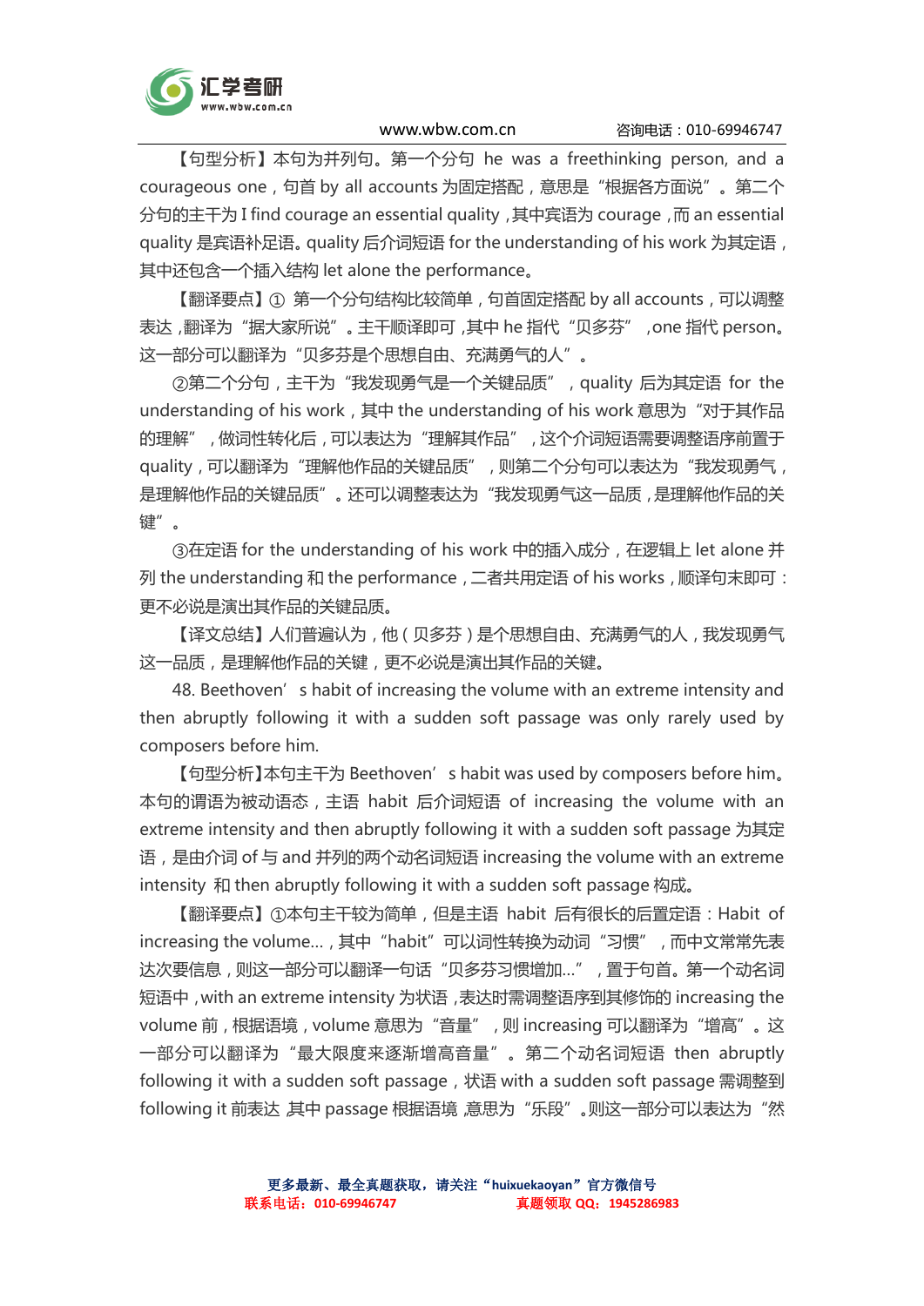【句型分析】本句为并列句。第一个分句 he was a freethinking person, and a courageous one，句首 by all accounts 为固定搭配，意思是“根据各方面说”。第二个分句的主干为 I find courage an essential quality，其中宾语为 courage，而 an essential quality 是宾语补足语。quality 后介词短语 for the understanding of his work 为其定语，其中还包含一个插入结构 let alone the performance。

【翻译要点】① 第一个分句结构比较简单，句首固定搭配 by all accounts，可以调整表达，翻译为“据大家所说”。主干顺译即可，其中 he 指代“贝多芬”，one 指代 person。这一部分可以翻译为“贝多芬是个思想自由、充满勇气的人”。

②第二个分句，主干为“我发现勇气是一个关键品质”，quality 后为其定语 for the understanding of his work，其中 the understanding of his work 意思为“对于其作品的理解”，做词性转化后，可以表达为“理解其作品”，这个介词短语需要调整语序前置于 quality，可以翻译为“理解他作品的关键品质”，则第二个分句可以表达为“我发现勇气，是理解他作品的关键品质”。还可以调整表达为“我发现勇气这一品质，是理解他作品的关键”。

③在定语 for the understanding of his work 中的插入成分，在逻辑上 let alone 并列 the understanding 和 the performance，二者共用定语 of his works，顺译句末即可：更不必说是演出其作品的关键品质。

【译文总结】人们普遍认为，他（贝多芬）是个思想自由、充满勇气的人，我发现勇气这一品质，是理解他作品的关键，更不必说是演出其作品的关键。

48. Beethoven’s habit of increasing the volume with an extreme intensity and then abruptly following it with a sudden soft passage was only rarely used by composers before him.

【句型分析】本句主干为 Beethoven’s habit was used by composers before him。本句的谓语为被动语态，主语 habit 后介词短语 of increasing the volume with an extreme intensity and then abruptly following it with a sudden soft passage 为其定语，是由介词 of 与 and 并列的两个动名词短语 increasing the volume with an extreme intensity 和 then abruptly following it with a sudden soft passage 构成。

【翻译要点】①本句主干较为简单，但是主语 habit 后有很长的后置定语：Habit of increasing the volume...，其中“habit”可以词性转换为动词“习惯”，而中文常常先表达次要信息，则这一部分可以翻译一句话“贝多芬习惯增加...”，置于句首。第一个动名词短语中，with an extreme intensity 为状语，表达时需调整语序到其修饰的 increasing the volume 前，根据语境，volume 意思为“音量”，则 increasing 可以翻译为“增高”。这一部分可以翻译为“最大限度来逐渐增高音量”。第二个动名词短语 then abruptly following it with a sudden soft passage，状语 with a sudden soft passage 需调整到 following it 前表达，其中 passage 根据语境，意思为“乐段”。则这一部分可以表达为“然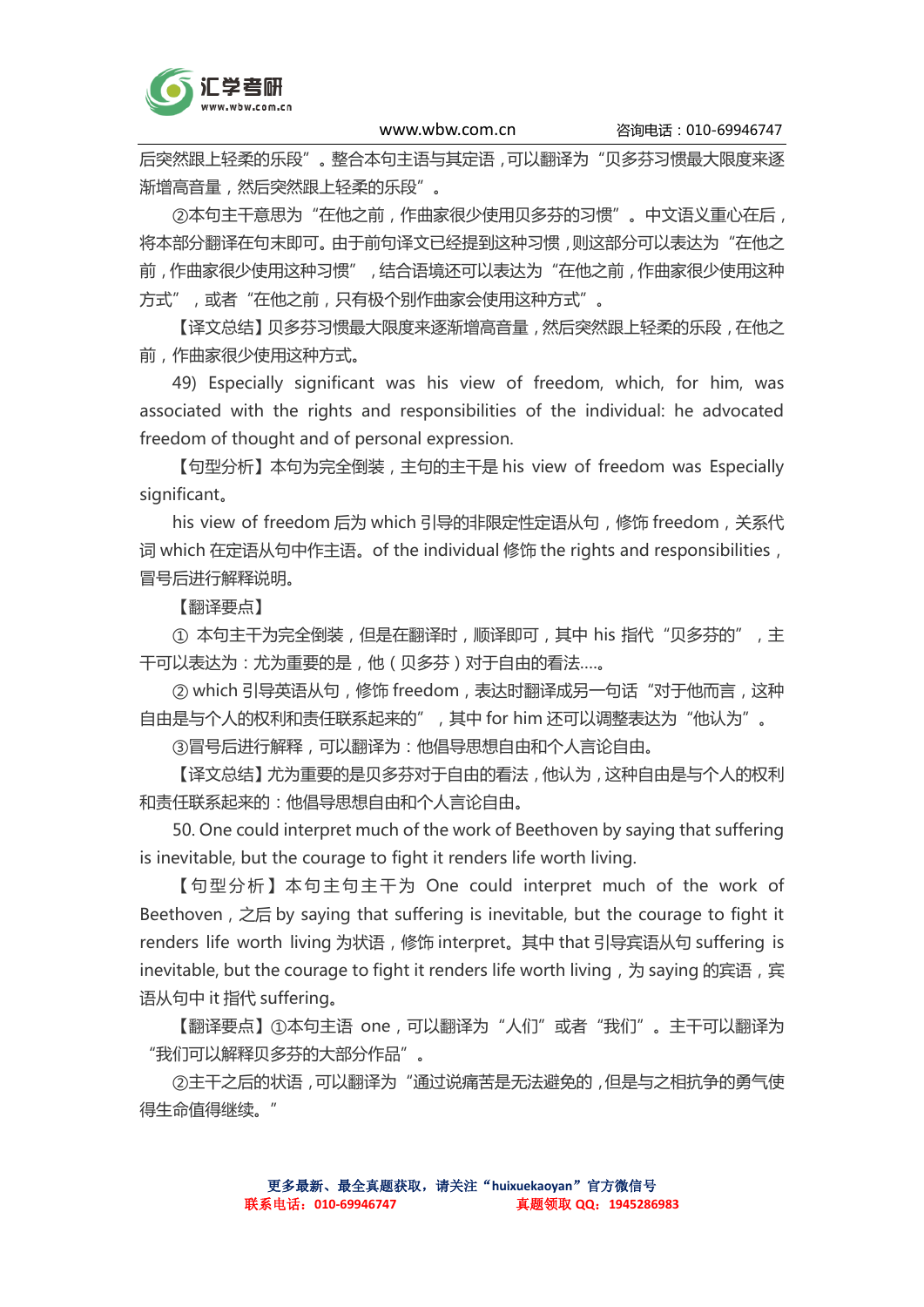后突然跟上轻柔的乐段”。整合本句主语与其定语，可以翻译为“贝多芬习惯最大限度来逐渐增高音量，然后突然跟上轻柔的乐段”。

②本句主干意思为“在他之前，作曲家很少使用贝多芬的习惯”。中文语义重心在后，将本部分翻译在句末即可。由于前句译文已经提到这种习惯，则这部分可以表达为“在他之前，作曲家很少使用这种习惯”，结合语境还可以表达为“在他之前，作曲家很少使用这种方式”，或者“在他之前，只有极个别作曲家会使用这种方式”。

【译文总结】贝多芬习惯最大限度来逐渐增高音量，然后突然跟上轻柔的乐段，在他之前，作曲家很少使用这种方式。

49) Especially significant was his view of freedom, which, for him, was associated with the rights and responsibilities of the individual: he advocated freedom of thought and of personal expression.

【句型分析】本句为完全倒装，主句的主干是 his view of freedom was Especially significant。

his view of freedom 后为 which 引导的非限定性定语从句，修饰 freedom，关系代词 which 在定语从句中作主语。of the individual 修饰 the rights and responsibilities，冒号后进行解释说明。

【翻译要点】

① 本句主干为完全倒装，但是在翻译时，顺译即可，其中 his 指代“贝多芬的”，主干可以表达为：尤为重要的是，他（贝多芬）对于自由的看法….。

② which 引导英语从句，修饰 freedom，表达时翻译成另一句话“对于他而言，这种自由是与个人的权利和责任联系起来的”，其中 for him 还可以调整表达为“他认为”。

③冒号后进行解释，可以翻译为：他倡导思想自由和个人言论自由。

【译文总结】尤为重要的是贝多芬对于自由的看法，他认为，这种自由是与个人的权利和责任联系起来的：他倡导思想自由和个人言论自由。

50. One could interpret much of the work of Beethoven by saying that suffering is inevitable, but the courage to fight it renders life worth living.

【句型分析】本句主句主干为 One could interpret much of the work of Beethoven，之后 by saying that suffering is inevitable, but the courage to fight it renders life worth living 为状语，修饰 interpret。其中 that 引导宾语从句 suffering is inevitable, but the courage to fight it renders life worth living，为 saying 的宾语，宾语从句中 it 指代 suffering。

【翻译要点】①本句主语 one，可以翻译为“人们”或者“我们”。主干可以翻译为“我们可以解释贝多芬的大部分作品”。

②主干之后的状语，可以翻译为“通过说痛苦是无法避免的，但是与之相抗争的勇气使得生命值得继续。”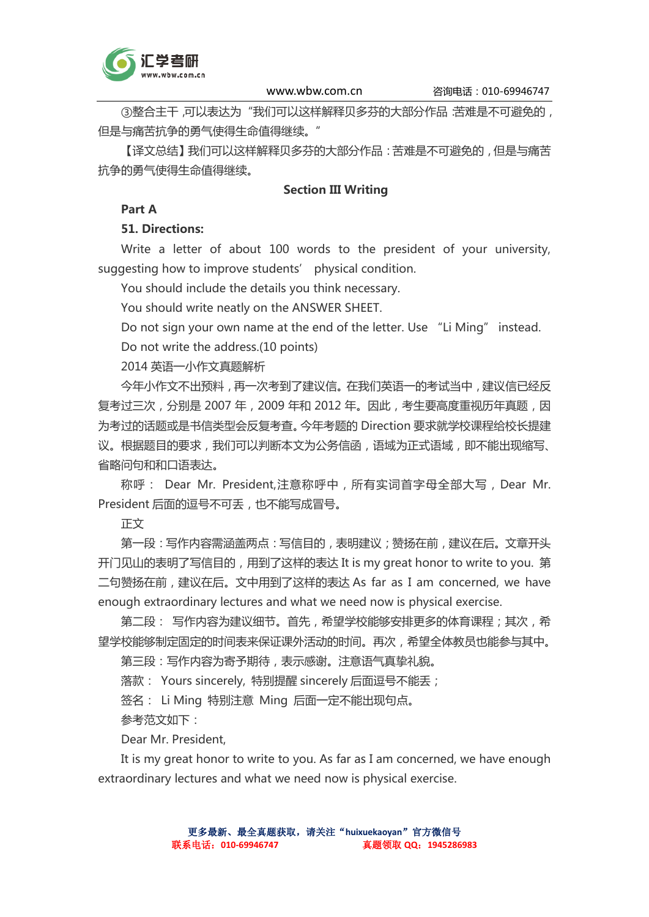③整合主干，可以表达为“我们可以这样解释贝多芬的大部分作品：苦难是不可避免的，但是与痛苦抗争的勇气使得生命值得继续。”

【译文总结】我们可以这样解释贝多芬的大部分作品：苦难是不可避免的，但是与痛苦抗争的勇气使得生命值得继续。

## Section III Writing

**Part A**

**51. Directions:**

Write a letter of about 100 words to the president of your university, suggesting how to improve students’ physical condition.

You should include the details you think necessary.

You should write neatly on the ANSWER SHEET.

Do not sign your own name at the end of the letter. Use “Li Ming” instead.

Do not write the address.(10 points)

2014 英语一小作文真题解析

今年小作文不出预料，再一次考到了建议信。在我们英语一的考试当中，建议信已经反复考过三次，分别是 2007 年，2009 年和 2012 年。因此，考生要高度重视历年真题，因为考过的话题或是书信类型会反复考查。今年考题的 Direction 要求就学校课程给校长提建议。根据题目的要求，我们可以判断本文为公务信函，语域为正式语域，即不能出现缩写、省略问句和口语表达。

称呼： Dear Mr. President,注意称呼中，所有实词首字母全部大写，Dear Mr. President 后面的逗号不可丢，也不能写成冒号。

正文

第一段：写作内容需涵盖两点：写信目的，表明建议；赞扬在前，建议在后。文章开头开门见山的表明了写信目的，用到了这样的表达 It is my great honor to write to you. 第二句赞扬在前，建议在后。文中用到了这样的表达 As far as I am concerned, we have enough extraordinary lectures and what we need now is physical exercise.

第二段： 写作内容为建议细节。首先，希望学校能够安排更多的体育课程；其次，希望学校能够制定固定的时间表来保证课外活动的时间。再次，希望全体教员也能参与其中。

第三段：写作内容为寄予期待，表示感谢。注意语气真挚礼貌。

落款： Yours sincerely, 特别提醒 sincerely 后面逗号不能丢；

签名： Li Ming 特别注意 Ming 后面一定不能出现句点。

参考范文如下：

Dear Mr. President,

It is my great honor to write to you. As far as I am concerned, we have enough extraordinary lectures and what we need now is physical exercise.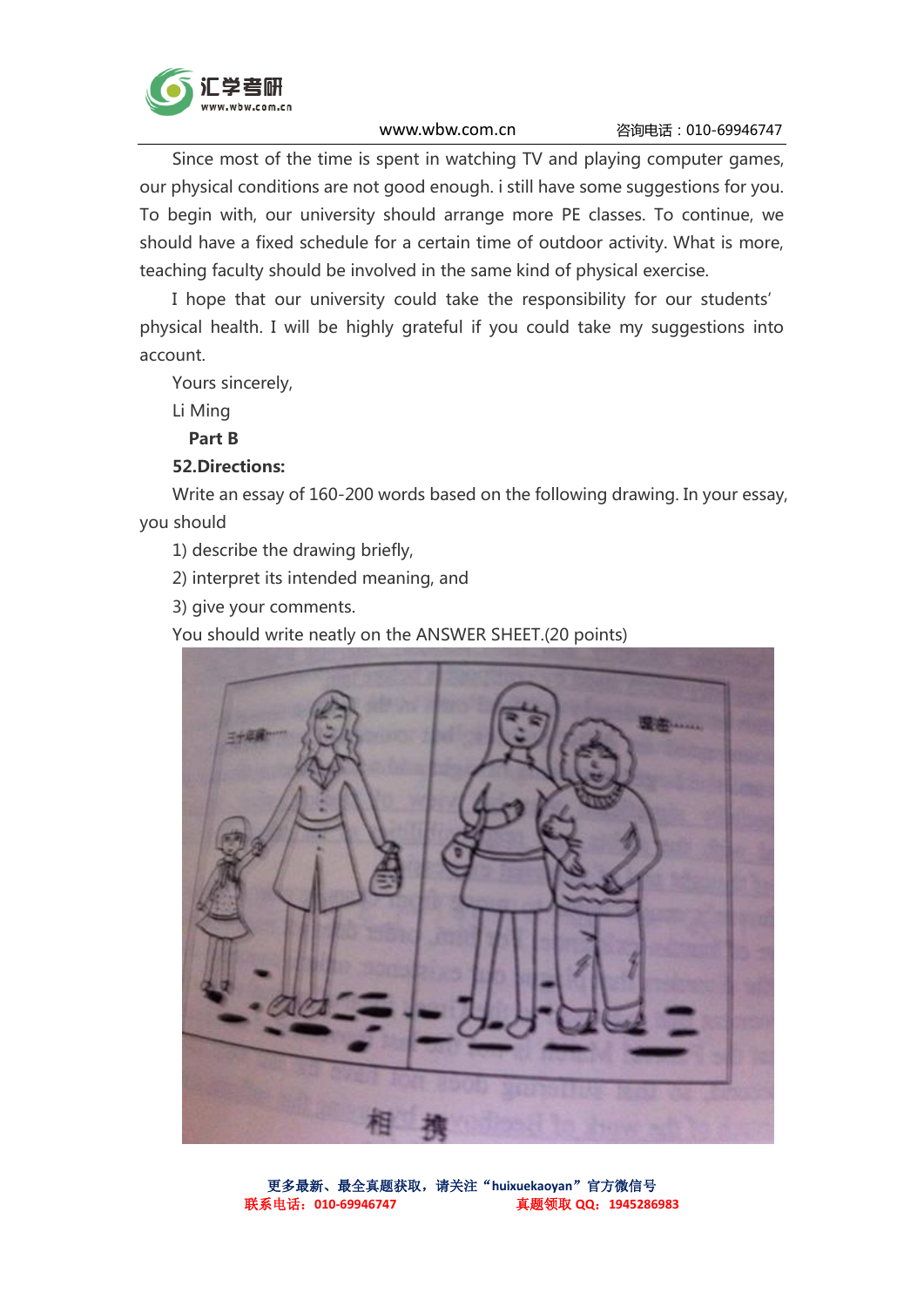Since most of the time is spent in watching TV and playing computer games, our physical conditions are not good enough. i still have some suggestions for you. To begin with, our university should arrange more PE classes. To continue, we should have a fixed schedule for a certain time of outdoor activity. What is more, teaching faculty should be involved in the same kind of physical exercise.

I hope that our university could take the responsibility for our students' physical health. I will be highly grateful if you could take my suggestions into account.

Yours sincerely,

Li Ming

**Part B**

**52.Directions:**

Write an essay of 160-200 words based on the following drawing. In your essay, you should

1) describe the drawing briefly,

2) interpret its intended meaning, and

3) give your comments.

You should write neatly on the ANSWER SHEET.(20 points)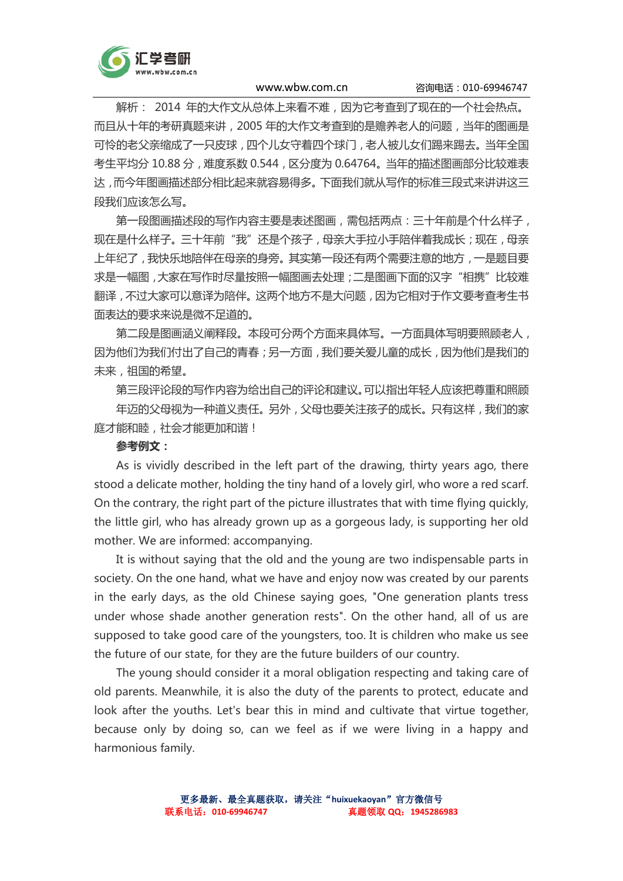解析： 2014 年的大作文从总体上来看不难，因为它考查到了现在的一个社会热点。而且从十年的考研真题来讲，2005 年的大作文考查到的是赡养老人的问题，当年的图画是可怜的老父亲缩成了一只皮球，四个儿女守着四个球门，老人被儿女们踢来踢去。当年全国考生平均分 10.88 分，难度系数 0.544，区分度为 0.64764。当年的描述图画部分比较难表达，而今年图画描述部分相比起来就容易得多。下面我们就从写作的标准三段式来讲讲这三段我们应该怎么写。

第一段图画描述段的写作内容主要是表述图画，需包括两点：三十年前是个什么样子，现在是什么样子。三十年前“我”还是个孩子，母亲大手拉小手陪伴着我成长；现在，母亲上年纪了，我快乐地陪伴在母亲的身旁。其实第一段还有两个需要注意的地方，一是题目要求是一幅图，大家在写作时尽量按照一幅图画去处理；二是图画下面的汉字“相携”比较难翻译，不过大家可以意译为陪伴。这两个地方不是大问题，因为它相对于作文要考查考生书面表达的要求来说是微不足道的。

第二段是图画涵义阐释段。本段可分两个方面来具体写。一方面具体写明要照顾老人，因为他们为我们付出了自己的青春；另一方面，我们要关爱儿童的成长，因为他们是我们的未来，祖国的希望。

第三段评论段的写作内容为给出自己的评论和建议。可以指出年轻人应该把尊重和照顾年迈的父母视为一种道义责任。另外，父母也要关注孩子的成长。只有这样，我们的家庭才能和睦，社会才能更加和谐！

**参考例文：**

As is vividly described in the left part of the drawing, thirty years ago, there stood a delicate mother, holding the tiny hand of a lovely girl, who wore a red scarf. On the contrary, the right part of the picture illustrates that with time flying quickly, the little girl, who has already grown up as a gorgeous lady, is supporting her old mother. We are informed: accompanying.

It is without saying that the old and the young are two indispensable parts in society. On the one hand, what we have and enjoy now was created by our parents in the early days, as the old Chinese saying goes, "One generation plants tress under whose shade another generation rests". On the other hand, all of us are supposed to take good care of the youngsters, too. It is children who make us see the future of our state, for they are the future builders of our country.

The young should consider it a moral obligation respecting and taking care of old parents. Meanwhile, it is also the duty of the parents to protect, educate and look after the youths. Let's bear this in mind and cultivate that virtue together, because only by doing so, can we feel as if we were living in a happy and harmonious family.